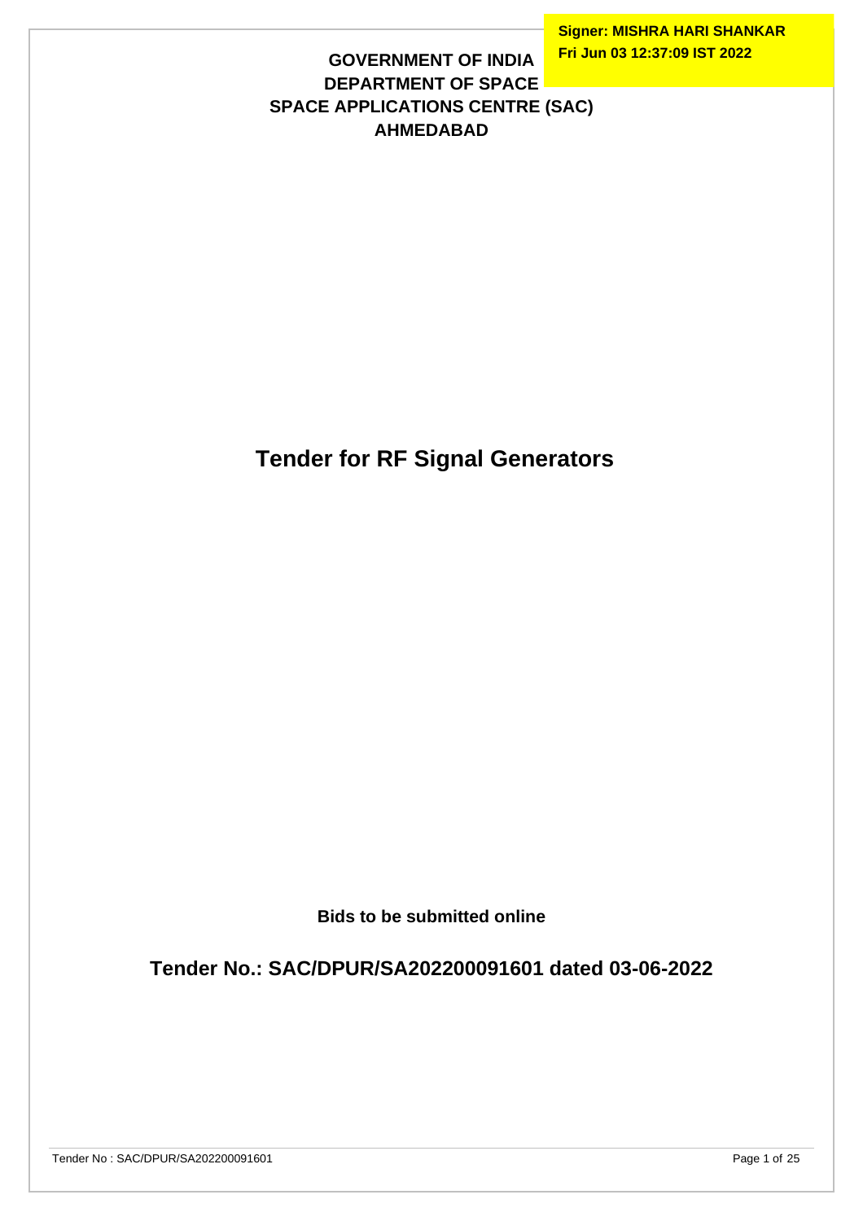Signer: MISHRA HARI SHANKAR
Fri Jun 03 12:37:09 IST 2022

**GOVERNMENT OF INDIA**
**DEPARTMENT OF SPACE**
**SPACE APPLICATIONS CENTRE (SAC)**
**AHMEDABAD**

# Tender for RF Signal Generators

**Bids to be submitted online**

## Tender No.: SAC/DPUR/SA202200091601 dated 03-06-2022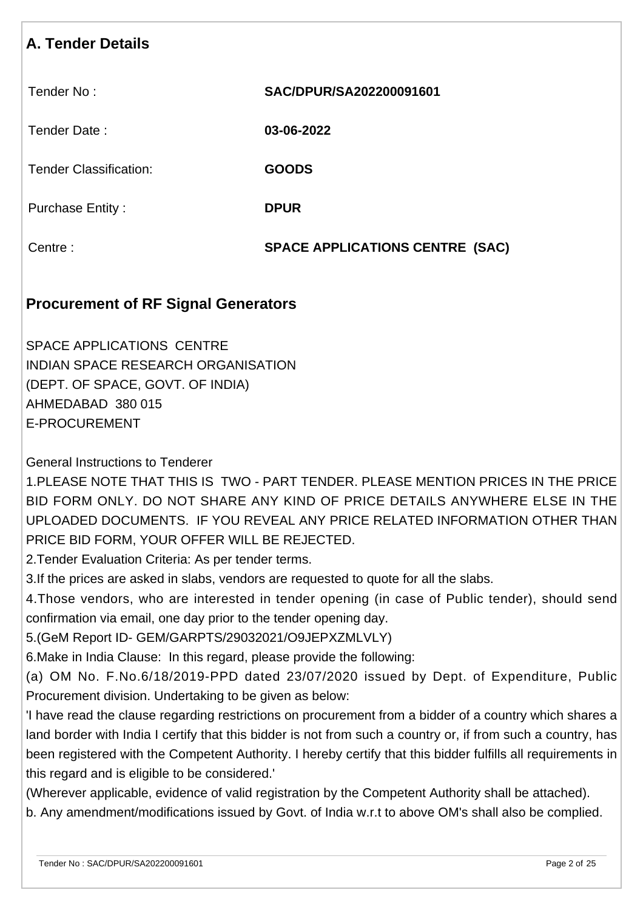## A. Tender Details

| | |
|---|---|
| Tender No : | **SAC/DPUR/SA202200091601** |
| Tender Date : | **03-06-2022** |
| Tender Classification: | **GOODS** |
| Purchase Entity : | **DPUR** |
| Centre : | **SPACE APPLICATIONS CENTRE (SAC)** |

## Procurement of RF Signal Generators

SPACE APPLICATIONS CENTRE
INDIAN SPACE RESEARCH ORGANISATION
(DEPT. OF SPACE, GOVT. OF INDIA)
AHMEDABAD 380 015
E-PROCUREMENT

General Instructions to Tenderer

1.PLEASE NOTE THAT THIS IS TWO - PART TENDER. PLEASE MENTION PRICES IN THE PRICE BID FORM ONLY. DO NOT SHARE ANY KIND OF PRICE DETAILS ANYWHERE ELSE IN THE UPLOADED DOCUMENTS. IF YOU REVEAL ANY PRICE RELATED INFORMATION OTHER THAN PRICE BID FORM, YOUR OFFER WILL BE REJECTED.

2.Tender Evaluation Criteria: As per tender terms.

3.If the prices are asked in slabs, vendors are requested to quote for all the slabs.

4.Those vendors, who are interested in tender opening (in case of Public tender), should send confirmation via email, one day prior to the tender opening day.

5.(GeM Report ID- GEM/GARPTS/29032021/O9JEPXZMLVLY)

6.Make in India Clause: In this regard, please provide the following:

(a) OM No. F.No.6/18/2019-PPD dated 23/07/2020 issued by Dept. of Expenditure, Public Procurement division. Undertaking to be given as below:

'I have read the clause regarding restrictions on procurement from a bidder of a country which shares a land border with India I certify that this bidder is not from such a country or, if from such a country, has been registered with the Competent Authority. I hereby certify that this bidder fulfills all requirements in this regard and is eligible to be considered.'

(Wherever applicable, evidence of valid registration by the Competent Authority shall be attached).

b. Any amendment/modifications issued by Govt. of India w.r.t to above OM's shall also be complied.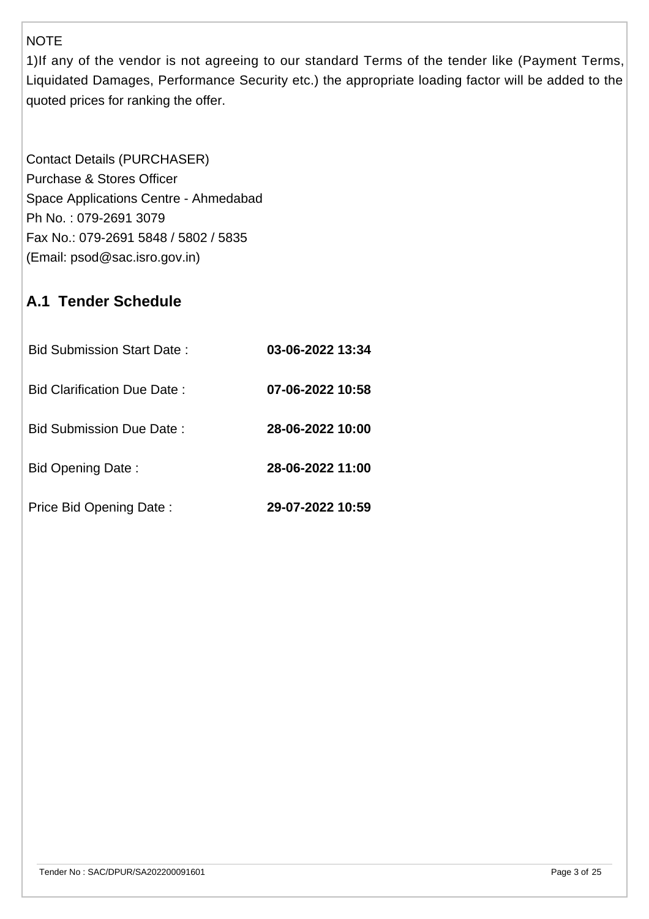NOTE

1)If any of the vendor is not agreeing to our standard Terms of the tender like (Payment Terms, Liquidated Damages, Performance Security etc.) the appropriate loading factor will be added to the quoted prices for ranking the offer.

Contact Details (PURCHASER)
Purchase & Stores Officer
Space Applications Centre - Ahmedabad
Ph No. : 079-2691 3079
Fax No.: 079-2691 5848 / 5802 / 5835
(Email: psod@sac.isro.gov.in)

## A.1 Tender Schedule

| | |
|---|---|
| Bid Submission Start Date : | **03-06-2022 13:34** |
| Bid Clarification Due Date : | **07-06-2022 10:58** |
| Bid Submission Due Date : | **28-06-2022 10:00** |
| Bid Opening Date : | **28-06-2022 11:00** |
| Price Bid Opening Date : | **29-07-2022 10:59** |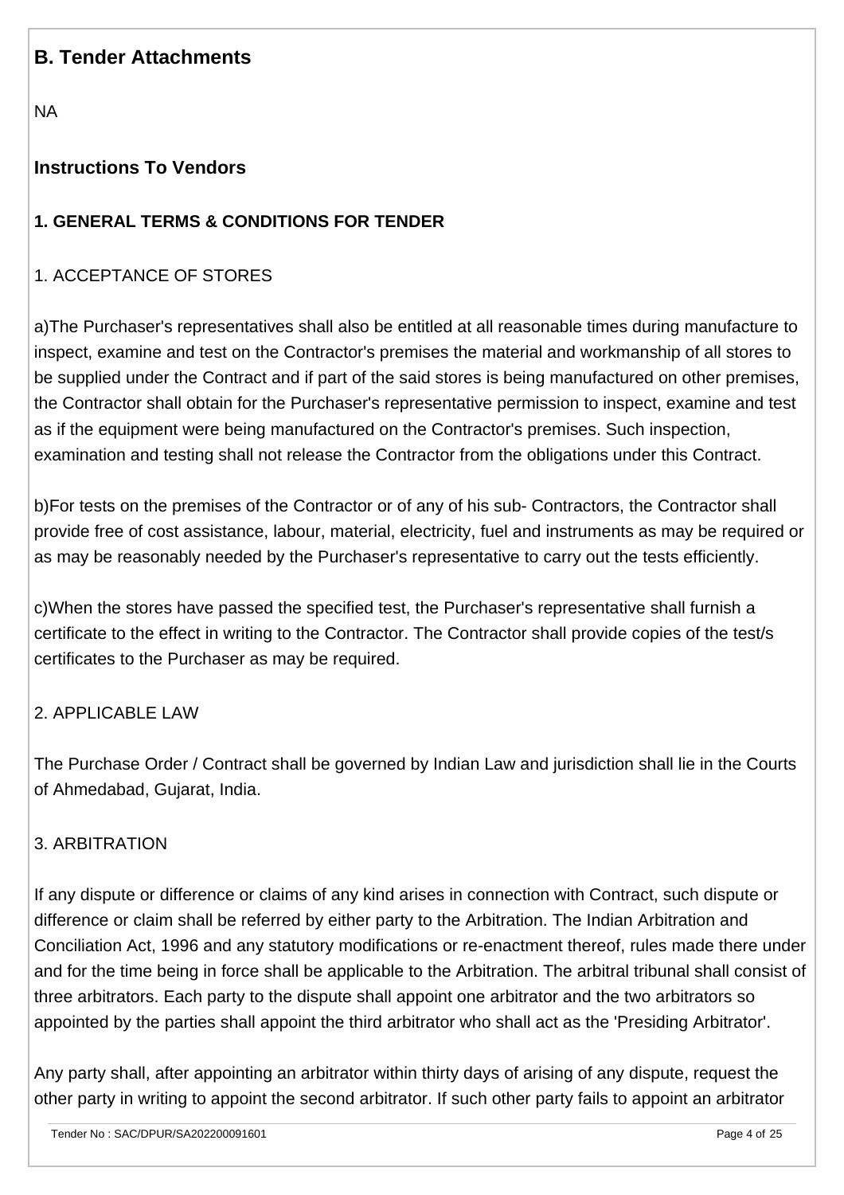## B. Tender Attachments

NA

## Instructions To Vendors

### 1. GENERAL TERMS & CONDITIONS FOR TENDER

1. ACCEPTANCE OF STORES

a)The Purchaser's representatives shall also be entitled at all reasonable times during manufacture to inspect, examine and test on the Contractor's premises the material and workmanship of all stores to be supplied under the Contract and if part of the said stores is being manufactured on other premises, the Contractor shall obtain for the Purchaser's representative permission to inspect, examine and test as if the equipment were being manufactured on the Contractor's premises. Such inspection, examination and testing shall not release the Contractor from the obligations under this Contract.

b)For tests on the premises of the Contractor or of any of his sub- Contractors, the Contractor shall provide free of cost assistance, labour, material, electricity, fuel and instruments as may be required or as may be reasonably needed by the Purchaser's representative to carry out the tests efficiently.

c)When the stores have passed the specified test, the Purchaser's representative shall furnish a certificate to the effect in writing to the Contractor. The Contractor shall provide copies of the test/s certificates to the Purchaser as may be required.

2. APPLICABLE LAW

The Purchase Order / Contract shall be governed by Indian Law and jurisdiction shall lie in the Courts of Ahmedabad, Gujarat, India.

3. ARBITRATION

If any dispute or difference or claims of any kind arises in connection with Contract, such dispute or difference or claim shall be referred by either party to the Arbitration. The Indian Arbitration and Conciliation Act, 1996 and any statutory modifications or re-enactment thereof, rules made there under and for the time being in force shall be applicable to the Arbitration. The arbitral tribunal shall consist of three arbitrators. Each party to the dispute shall appoint one arbitrator and the two arbitrators so appointed by the parties shall appoint the third arbitrator who shall act as the 'Presiding Arbitrator'.

Any party shall, after appointing an arbitrator within thirty days of arising of any dispute, request the other party in writing to appoint the second arbitrator. If such other party fails to appoint an arbitrator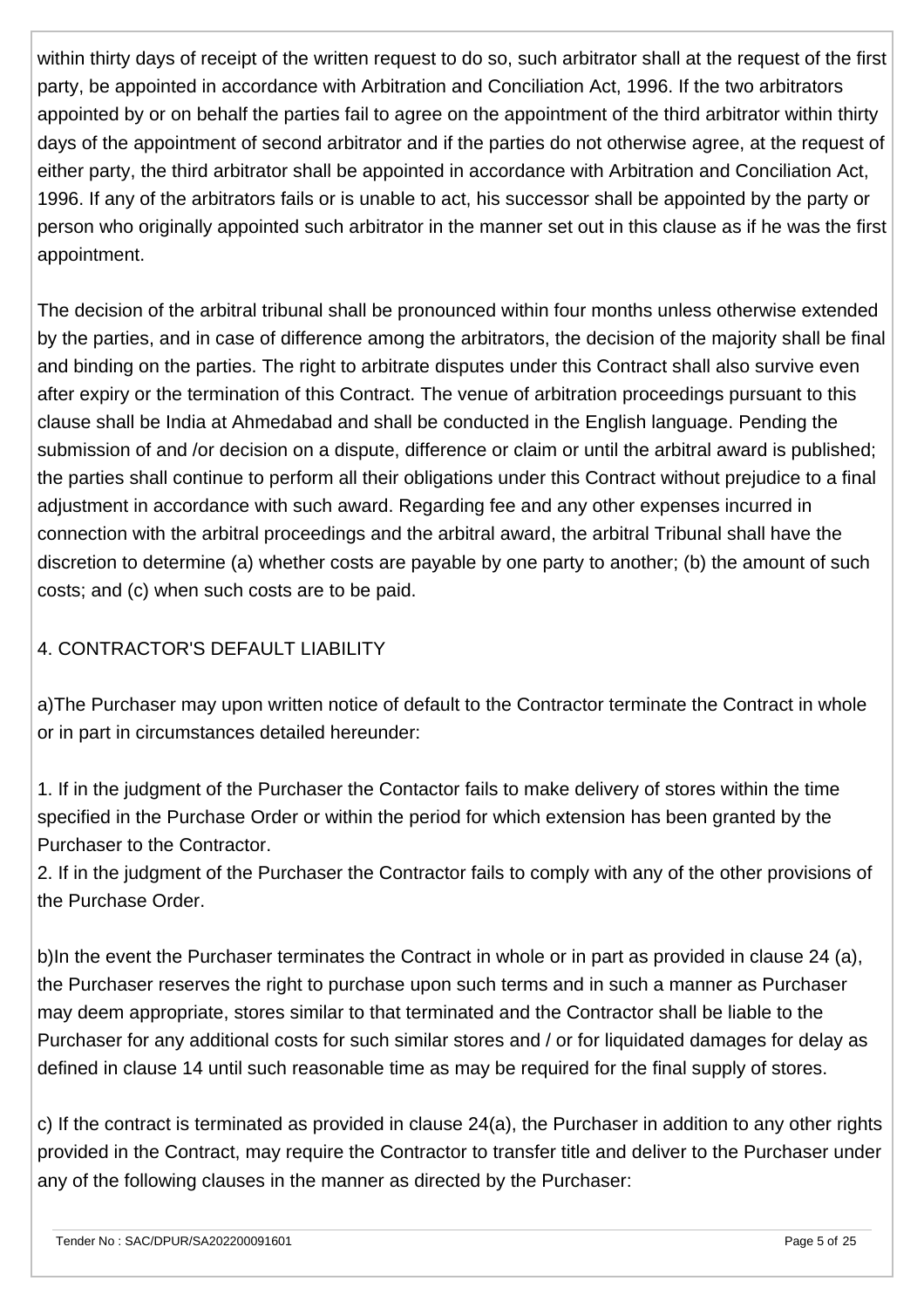within thirty days of receipt of the written request to do so, such arbitrator shall at the request of the first party, be appointed in accordance with Arbitration and Conciliation Act, 1996. If the two arbitrators appointed by or on behalf the parties fail to agree on the appointment of the third arbitrator within thirty days of the appointment of second arbitrator and if the parties do not otherwise agree, at the request of either party, the third arbitrator shall be appointed in accordance with Arbitration and Conciliation Act, 1996. If any of the arbitrators fails or is unable to act, his successor shall be appointed by the party or person who originally appointed such arbitrator in the manner set out in this clause as if he was the first appointment.

The decision of the arbitral tribunal shall be pronounced within four months unless otherwise extended by the parties, and in case of difference among the arbitrators, the decision of the majority shall be final and binding on the parties. The right to arbitrate disputes under this Contract shall also survive even after expiry or the termination of this Contract. The venue of arbitration proceedings pursuant to this clause shall be India at Ahmedabad and shall be conducted in the English language. Pending the submission of and /or decision on a dispute, difference or claim or until the arbitral award is published; the parties shall continue to perform all their obligations under this Contract without prejudice to a final adjustment in accordance with such award. Regarding fee and any other expenses incurred in connection with the arbitral proceedings and the arbitral award, the arbitral Tribunal shall have the discretion to determine (a) whether costs are payable by one party to another; (b) the amount of such costs; and (c) when such costs are to be paid.

4. CONTRACTOR'S DEFAULT LIABILITY

a)The Purchaser may upon written notice of default to the Contractor terminate the Contract in whole or in part in circumstances detailed hereunder:

1. If in the judgment of the Purchaser the Contactor fails to make delivery of stores within the time specified in the Purchase Order or within the period for which extension has been granted by the Purchaser to the Contractor.
2. If in the judgment of the Purchaser the Contractor fails to comply with any of the other provisions of the Purchase Order.

b)In the event the Purchaser terminates the Contract in whole or in part as provided in clause 24 (a), the Purchaser reserves the right to purchase upon such terms and in such a manner as Purchaser may deem appropriate, stores similar to that terminated and the Contractor shall be liable to the Purchaser for any additional costs for such similar stores and / or for liquidated damages for delay as defined in clause 14 until such reasonable time as may be required for the final supply of stores.

c) If the contract is terminated as provided in clause 24(a), the Purchaser in addition to any other rights provided in the Contract, may require the Contractor to transfer title and deliver to the Purchaser under any of the following clauses in the manner as directed by the Purchaser: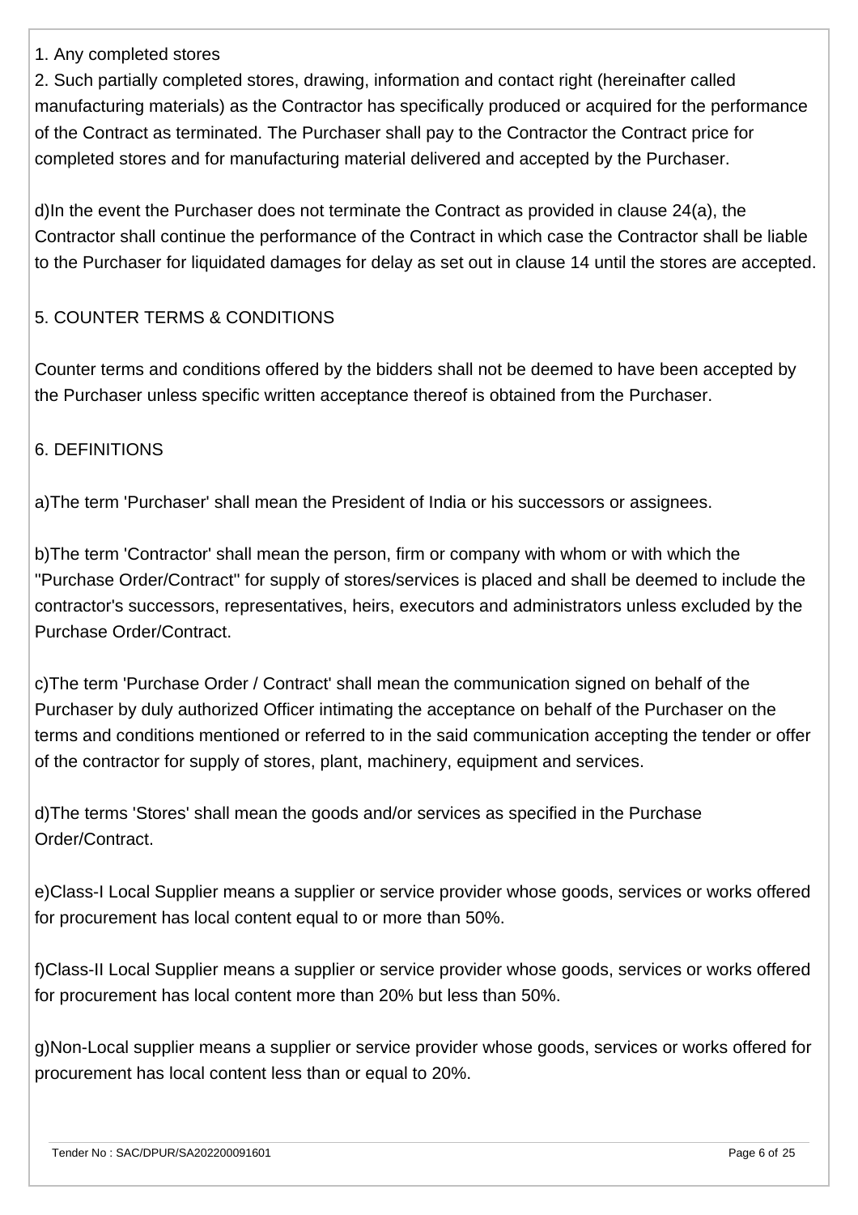1. Any completed stores
2. Such partially completed stores, drawing, information and contact right (hereinafter called manufacturing materials) as the Contractor has specifically produced or acquired for the performance of the Contract as terminated. The Purchaser shall pay to the Contractor the Contract price for completed stores and for manufacturing material delivered and accepted by the Purchaser.

d)In the event the Purchaser does not terminate the Contract as provided in clause 24(a), the Contractor shall continue the performance of the Contract in which case the Contractor shall be liable to the Purchaser for liquidated damages for delay as set out in clause 14 until the stores are accepted.

## 5. COUNTER TERMS & CONDITIONS

Counter terms and conditions offered by the bidders shall not be deemed to have been accepted by the Purchaser unless specific written acceptance thereof is obtained from the Purchaser.

## 6. DEFINITIONS

a)The term 'Purchaser' shall mean the President of India or his successors or assignees.

b)The term 'Contractor' shall mean the person, firm or company with whom or with which the "Purchase Order/Contract" for supply of stores/services is placed and shall be deemed to include the contractor's successors, representatives, heirs, executors and administrators unless excluded by the Purchase Order/Contract.

c)The term 'Purchase Order / Contract' shall mean the communication signed on behalf of the Purchaser by duly authorized Officer intimating the acceptance on behalf of the Purchaser on the terms and conditions mentioned or referred to in the said communication accepting the tender or offer of the contractor for supply of stores, plant, machinery, equipment and services.

d)The terms 'Stores' shall mean the goods and/or services as specified in the Purchase Order/Contract.

e)Class-I Local Supplier means a supplier or service provider whose goods, services or works offered for procurement has local content equal to or more than 50%.

f)Class-II Local Supplier means a supplier or service provider whose goods, services or works offered for procurement has local content more than 20% but less than 50%.

g)Non-Local supplier means a supplier or service provider whose goods, services or works offered for procurement has local content less than or equal to 20%.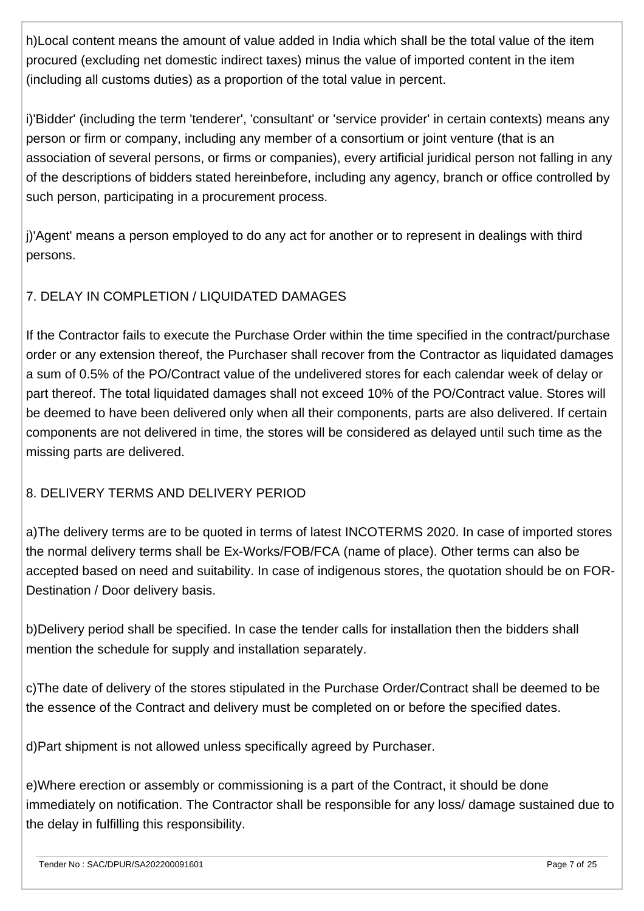h)Local content means the amount of value added in India which shall be the total value of the item procured (excluding net domestic indirect taxes) minus the value of imported content in the item (including all customs duties) as a proportion of the total value in percent.

i)'Bidder' (including the term 'tenderer', 'consultant' or 'service provider' in certain contexts) means any person or firm or company, including any member of a consortium or joint venture (that is an association of several persons, or firms or companies), every artificial juridical person not falling in any of the descriptions of bidders stated hereinbefore, including any agency, branch or office controlled by such person, participating in a procurement process.

j)'Agent' means a person employed to do any act for another or to represent in dealings with third persons.

## 7. DELAY IN COMPLETION / LIQUIDATED DAMAGES

If the Contractor fails to execute the Purchase Order within the time specified in the contract/purchase order or any extension thereof, the Purchaser shall recover from the Contractor as liquidated damages a sum of 0.5% of the PO/Contract value of the undelivered stores for each calendar week of delay or part thereof. The total liquidated damages shall not exceed 10% of the PO/Contract value. Stores will be deemed to have been delivered only when all their components, parts are also delivered. If certain components are not delivered in time, the stores will be considered as delayed until such time as the missing parts are delivered.

## 8. DELIVERY TERMS AND DELIVERY PERIOD

a)The delivery terms are to be quoted in terms of latest INCOTERMS 2020. In case of imported stores the normal delivery terms shall be Ex-Works/FOB/FCA (name of place). Other terms can also be accepted based on need and suitability. In case of indigenous stores, the quotation should be on FOR-Destination / Door delivery basis.

b)Delivery period shall be specified. In case the tender calls for installation then the bidders shall mention the schedule for supply and installation separately.

c)The date of delivery of the stores stipulated in the Purchase Order/Contract shall be deemed to be the essence of the Contract and delivery must be completed on or before the specified dates.

d)Part shipment is not allowed unless specifically agreed by Purchaser.

e)Where erection or assembly or commissioning is a part of the Contract, it should be done immediately on notification. The Contractor shall be responsible for any loss/ damage sustained due to the delay in fulfilling this responsibility.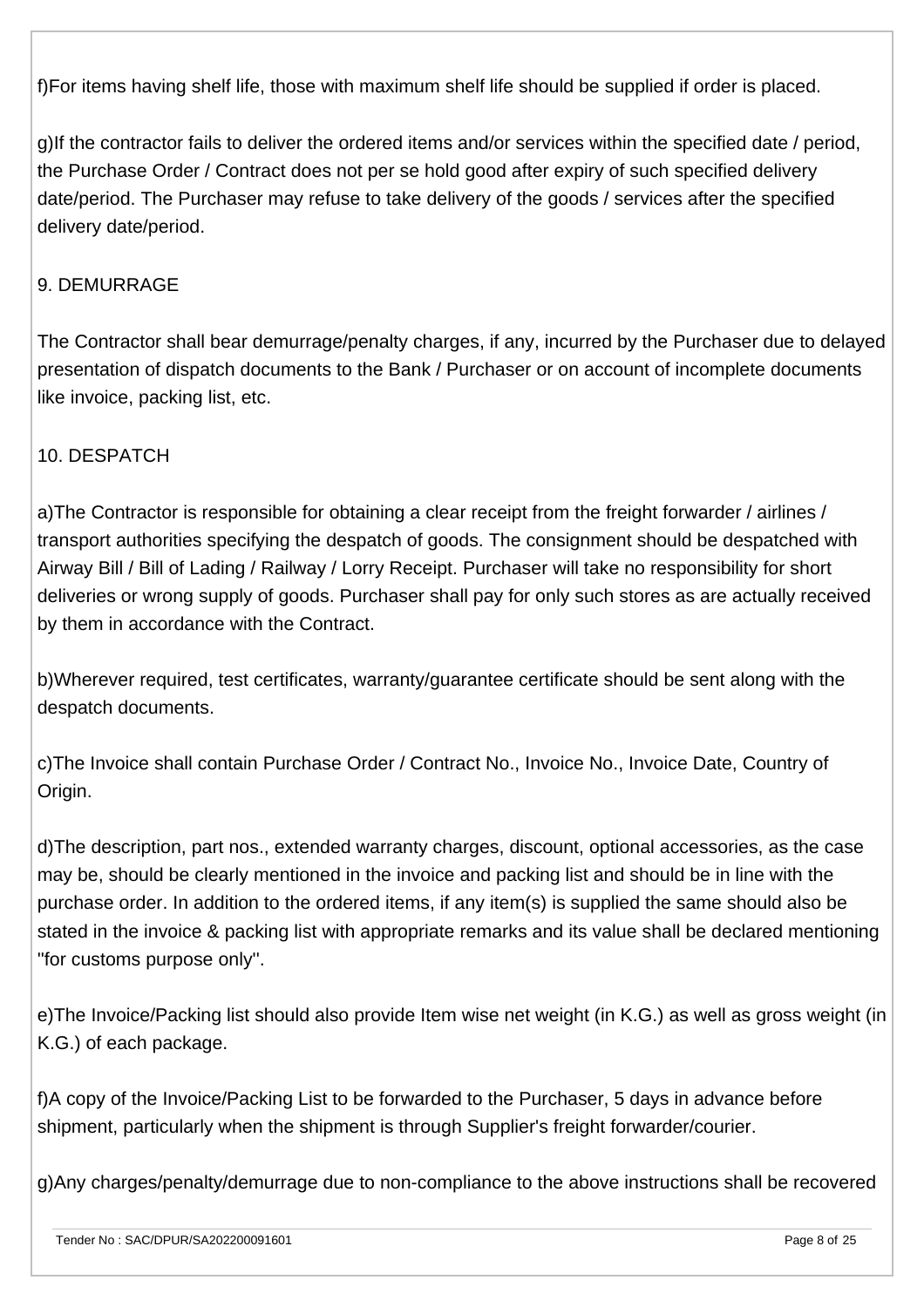f)For items having shelf life, those with maximum shelf life should be supplied if order is placed.

g)If the contractor fails to deliver the ordered items and/or services within the specified date / period, the Purchase Order / Contract does not per se hold good after expiry of such specified delivery date/period. The Purchaser may refuse to take delivery of the goods / services after the specified delivery date/period.

## 9. DEMURRAGE

The Contractor shall bear demurrage/penalty charges, if any, incurred by the Purchaser due to delayed presentation of dispatch documents to the Bank / Purchaser or on account of incomplete documents like invoice, packing list, etc.

## 10. DESPATCH

a)The Contractor is responsible for obtaining a clear receipt from the freight forwarder / airlines / transport authorities specifying the despatch of goods. The consignment should be despatched with Airway Bill / Bill of Lading / Railway / Lorry Receipt. Purchaser will take no responsibility for short deliveries or wrong supply of goods. Purchaser shall pay for only such stores as are actually received by them in accordance with the Contract.

b)Wherever required, test certificates, warranty/guarantee certificate should be sent along with the despatch documents.

c)The Invoice shall contain Purchase Order / Contract No., Invoice No., Invoice Date, Country of Origin.

d)The description, part nos., extended warranty charges, discount, optional accessories, as the case may be, should be clearly mentioned in the invoice and packing list and should be in line with the purchase order. In addition to the ordered items, if any item(s) is supplied the same should also be stated in the invoice & packing list with appropriate remarks and its value shall be declared mentioning ''for customs purpose only''.

e)The Invoice/Packing list should also provide Item wise net weight (in K.G.) as well as gross weight (in K.G.) of each package.

f)A copy of the Invoice/Packing List to be forwarded to the Purchaser, 5 days in advance before shipment, particularly when the shipment is through Supplier's freight forwarder/courier.

g)Any charges/penalty/demurrage due to non-compliance to the above instructions shall be recovered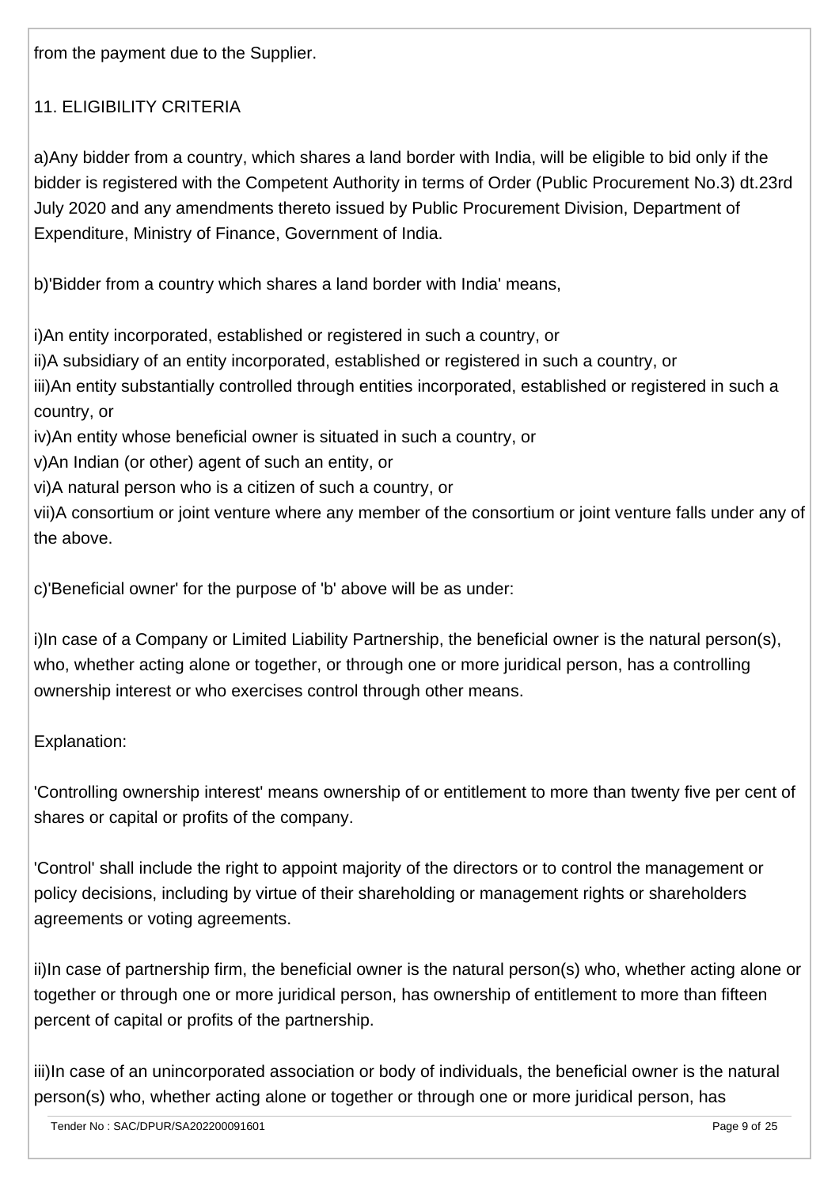from the payment due to the Supplier.

## 11. ELIGIBILITY CRITERIA

a)Any bidder from a country, which shares a land border with India, will be eligible to bid only if the bidder is registered with the Competent Authority in terms of Order (Public Procurement No.3) dt.23rd July 2020 and any amendments thereto issued by Public Procurement Division, Department of Expenditure, Ministry of Finance, Government of India.

b)'Bidder from a country which shares a land border with India' means,

i)An entity incorporated, established or registered in such a country, or
ii)A subsidiary of an entity incorporated, established or registered in such a country, or
iii)An entity substantially controlled through entities incorporated, established or registered in such a country, or
iv)An entity whose beneficial owner is situated in such a country, or
v)An Indian (or other) agent of such an entity, or
vi)A natural person who is a citizen of such a country, or
vii)A consortium or joint venture where any member of the consortium or joint venture falls under any of the above.

c)'Beneficial owner' for the purpose of 'b' above will be as under:

i)In case of a Company or Limited Liability Partnership, the beneficial owner is the natural person(s), who, whether acting alone or together, or through one or more juridical person, has a controlling ownership interest or who exercises control through other means.

Explanation:

'Controlling ownership interest' means ownership of or entitlement to more than twenty five per cent of shares or capital or profits of the company.

'Control' shall include the right to appoint majority of the directors or to control the management or policy decisions, including by virtue of their shareholding or management rights or shareholders agreements or voting agreements.

ii)In case of partnership firm, the beneficial owner is the natural person(s) who, whether acting alone or together or through one or more juridical person, has ownership of entitlement to more than fifteen percent of capital or profits of the partnership.

iii)In case of an unincorporated association or body of individuals, the beneficial owner is the natural person(s) who, whether acting alone or together or through one or more juridical person, has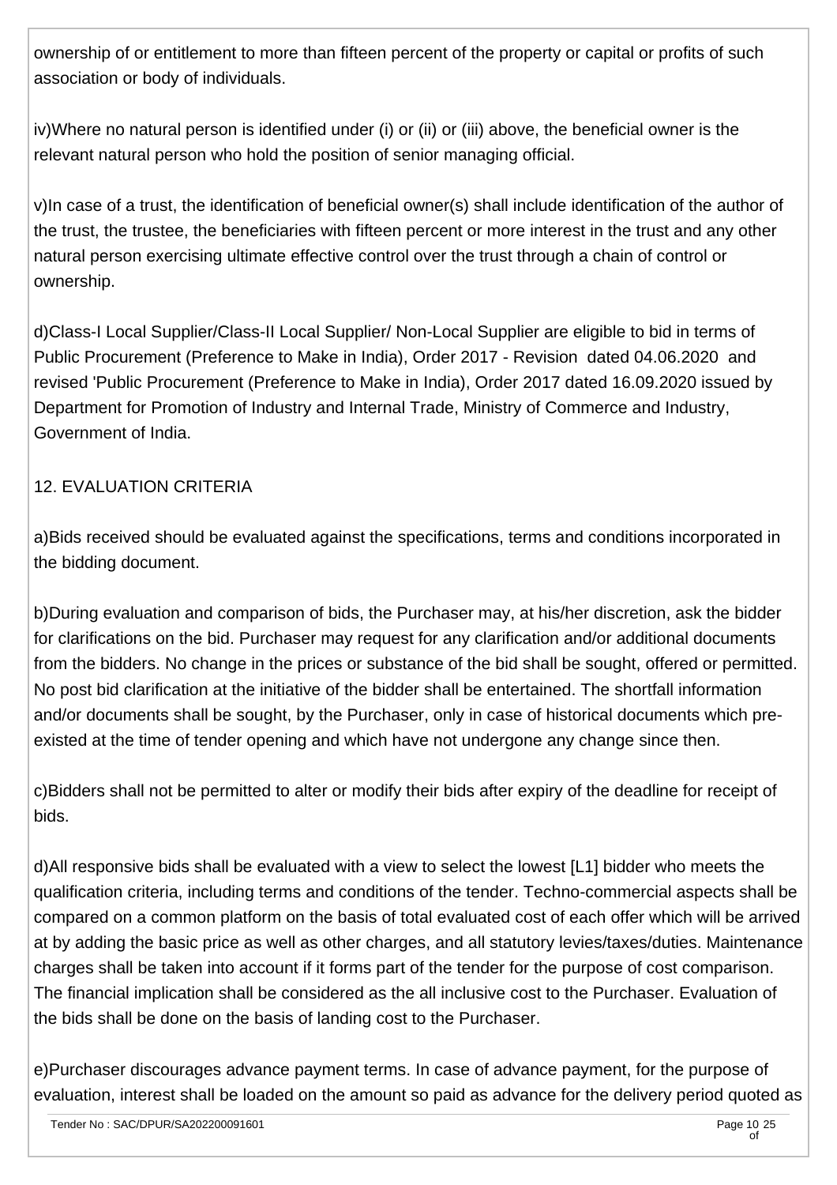ownership of or entitlement to more than fifteen percent of the property or capital or profits of such association or body of individuals.

iv)Where no natural person is identified under (i) or (ii) or (iii) above, the beneficial owner is the relevant natural person who hold the position of senior managing official.

v)In case of a trust, the identification of beneficial owner(s) shall include identification of the author of the trust, the trustee, the beneficiaries with fifteen percent or more interest in the trust and any other natural person exercising ultimate effective control over the trust through a chain of control or ownership.

d)Class-I Local Supplier/Class-II Local Supplier/ Non-Local Supplier are eligible to bid in terms of Public Procurement (Preference to Make in India), Order 2017 - Revision dated 04.06.2020 and revised 'Public Procurement (Preference to Make in India), Order 2017 dated 16.09.2020 issued by Department for Promotion of Industry and Internal Trade, Ministry of Commerce and Industry, Government of India.

## 12. EVALUATION CRITERIA

a)Bids received should be evaluated against the specifications, terms and conditions incorporated in the bidding document.

b)During evaluation and comparison of bids, the Purchaser may, at his/her discretion, ask the bidder for clarifications on the bid. Purchaser may request for any clarification and/or additional documents from the bidders. No change in the prices or substance of the bid shall be sought, offered or permitted. No post bid clarification at the initiative of the bidder shall be entertained. The shortfall information and/or documents shall be sought, by the Purchaser, only in case of historical documents which pre-existed at the time of tender opening and which have not undergone any change since then.

c)Bidders shall not be permitted to alter or modify their bids after expiry of the deadline for receipt of bids.

d)All responsive bids shall be evaluated with a view to select the lowest [L1] bidder who meets the qualification criteria, including terms and conditions of the tender. Techno-commercial aspects shall be compared on a common platform on the basis of total evaluated cost of each offer which will be arrived at by adding the basic price as well as other charges, and all statutory levies/taxes/duties. Maintenance charges shall be taken into account if it forms part of the tender for the purpose of cost comparison. The financial implication shall be considered as the all inclusive cost to the Purchaser. Evaluation of the bids shall be done on the basis of landing cost to the Purchaser.

e)Purchaser discourages advance payment terms. In case of advance payment, for the purpose of evaluation, interest shall be loaded on the amount so paid as advance for the delivery period quoted as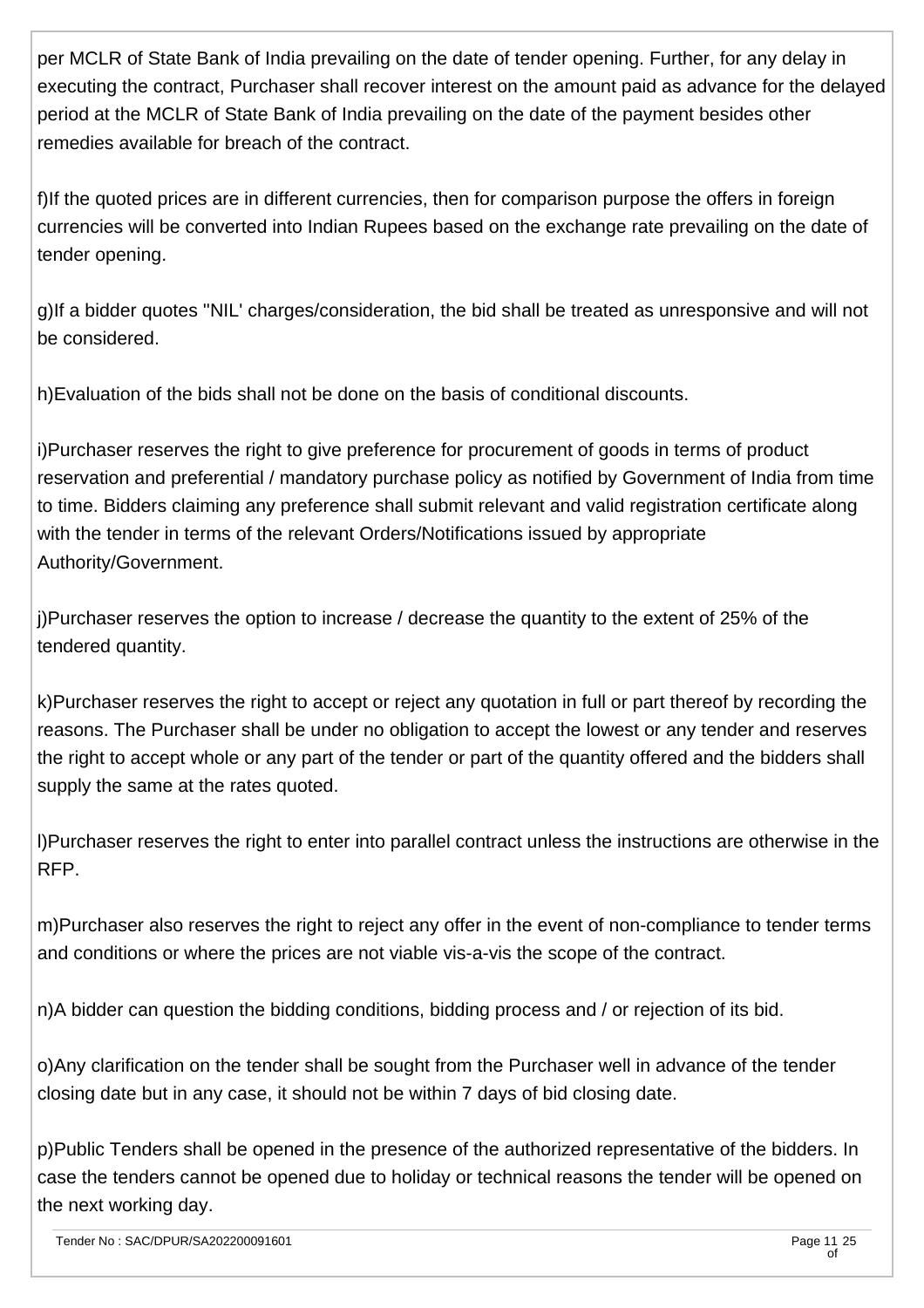per MCLR of State Bank of India prevailing on the date of tender opening. Further, for any delay in executing the contract, Purchaser shall recover interest on the amount paid as advance for the delayed period at the MCLR of State Bank of India prevailing on the date of the payment besides other remedies available for breach of the contract.

f)If the quoted prices are in different currencies, then for comparison purpose the offers in foreign currencies will be converted into Indian Rupees based on the exchange rate prevailing on the date of tender opening.

g)If a bidder quotes ''NIL' charges/consideration, the bid shall be treated as unresponsive and will not be considered.

h)Evaluation of the bids shall not be done on the basis of conditional discounts.

i)Purchaser reserves the right to give preference for procurement of goods in terms of product reservation and preferential / mandatory purchase policy as notified by Government of India from time to time. Bidders claiming any preference shall submit relevant and valid registration certificate along with the tender in terms of the relevant Orders/Notifications issued by appropriate Authority/Government.

j)Purchaser reserves the option to increase / decrease the quantity to the extent of 25% of the tendered quantity.

k)Purchaser reserves the right to accept or reject any quotation in full or part thereof by recording the reasons. The Purchaser shall be under no obligation to accept the lowest or any tender and reserves the right to accept whole or any part of the tender or part of the quantity offered and the bidders shall supply the same at the rates quoted.

l)Purchaser reserves the right to enter into parallel contract unless the instructions are otherwise in the RFP.

m)Purchaser also reserves the right to reject any offer in the event of non-compliance to tender terms and conditions or where the prices are not viable vis-a-vis the scope of the contract.

n)A bidder can question the bidding conditions, bidding process and / or rejection of its bid.

o)Any clarification on the tender shall be sought from the Purchaser well in advance of the tender closing date but in any case, it should not be within 7 days of bid closing date.

p)Public Tenders shall be opened in the presence of the authorized representative of the bidders. In case the tenders cannot be opened due to holiday or technical reasons the tender will be opened on the next working day.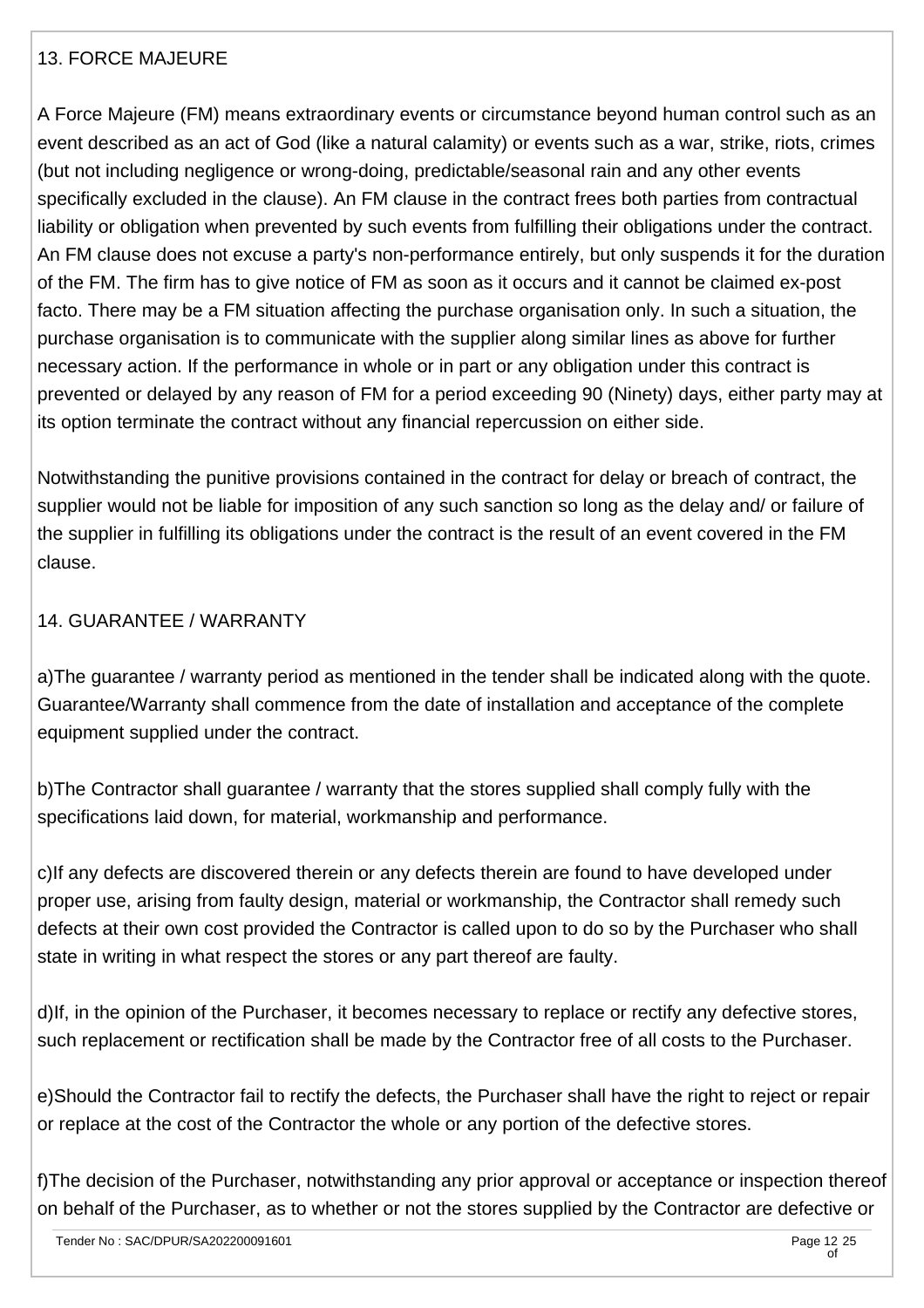## 13. FORCE MAJEURE

A Force Majeure (FM) means extraordinary events or circumstance beyond human control such as an event described as an act of God (like a natural calamity) or events such as a war, strike, riots, crimes (but not including negligence or wrong-doing, predictable/seasonal rain and any other events specifically excluded in the clause). An FM clause in the contract frees both parties from contractual liability or obligation when prevented by such events from fulfilling their obligations under the contract. An FM clause does not excuse a party's non-performance entirely, but only suspends it for the duration of the FM. The firm has to give notice of FM as soon as it occurs and it cannot be claimed ex-post facto. There may be a FM situation affecting the purchase organisation only. In such a situation, the purchase organisation is to communicate with the supplier along similar lines as above for further necessary action. If the performance in whole or in part or any obligation under this contract is prevented or delayed by any reason of FM for a period exceeding 90 (Ninety) days, either party may at its option terminate the contract without any financial repercussion on either side.

Notwithstanding the punitive provisions contained in the contract for delay or breach of contract, the supplier would not be liable for imposition of any such sanction so long as the delay and/ or failure of the supplier in fulfilling its obligations under the contract is the result of an event covered in the FM clause.

## 14. GUARANTEE / WARRANTY

a)The guarantee / warranty period as mentioned in the tender shall be indicated along with the quote. Guarantee/Warranty shall commence from the date of installation and acceptance of the complete equipment supplied under the contract.

b)The Contractor shall guarantee / warranty that the stores supplied shall comply fully with the specifications laid down, for material, workmanship and performance.

c)If any defects are discovered therein or any defects therein are found to have developed under proper use, arising from faulty design, material or workmanship, the Contractor shall remedy such defects at their own cost provided the Contractor is called upon to do so by the Purchaser who shall state in writing in what respect the stores or any part thereof are faulty.

d)If, in the opinion of the Purchaser, it becomes necessary to replace or rectify any defective stores, such replacement or rectification shall be made by the Contractor free of all costs to the Purchaser.

e)Should the Contractor fail to rectify the defects, the Purchaser shall have the right to reject or repair or replace at the cost of the Contractor the whole or any portion of the defective stores.

f)The decision of the Purchaser, notwithstanding any prior approval or acceptance or inspection thereof on behalf of the Purchaser, as to whether or not the stores supplied by the Contractor are defective or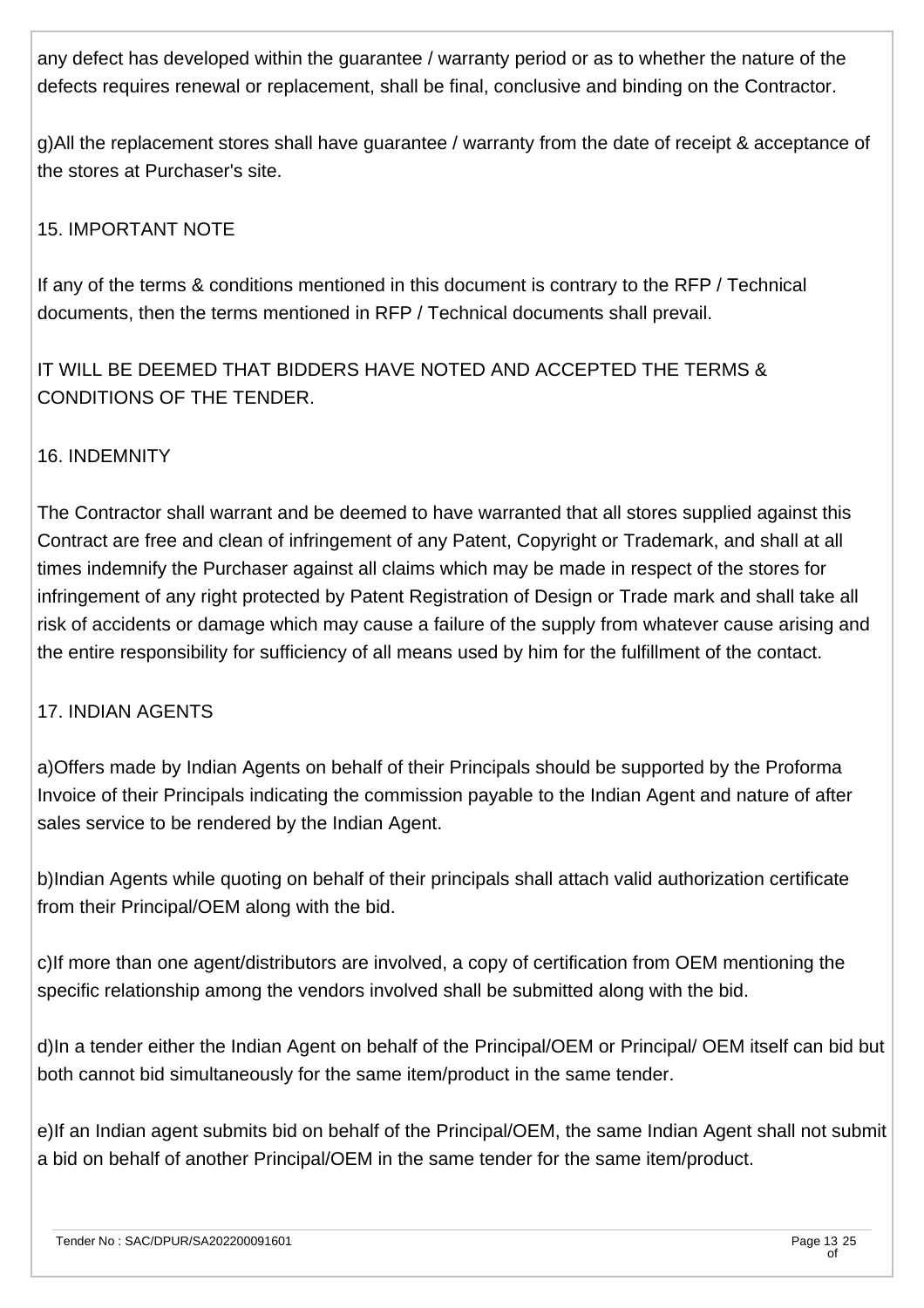any defect has developed within the guarantee / warranty period or as to whether the nature of the defects requires renewal or replacement, shall be final, conclusive and binding on the Contractor.

g)All the replacement stores shall have guarantee / warranty from the date of receipt & acceptance of the stores at Purchaser's site.

15. IMPORTANT NOTE

If any of the terms & conditions mentioned in this document is contrary to the RFP / Technical documents, then the terms mentioned in RFP / Technical documents shall prevail.

IT WILL BE DEEMED THAT BIDDERS HAVE NOTED AND ACCEPTED THE TERMS & CONDITIONS OF THE TENDER.

16. INDEMNITY

The Contractor shall warrant and be deemed to have warranted that all stores supplied against this Contract are free and clean of infringement of any Patent, Copyright or Trademark, and shall at all times indemnify the Purchaser against all claims which may be made in respect of the stores for infringement of any right protected by Patent Registration of Design or Trade mark and shall take all risk of accidents or damage which may cause a failure of the supply from whatever cause arising and the entire responsibility for sufficiency of all means used by him for the fulfillment of the contact.

17. INDIAN AGENTS

a)Offers made by Indian Agents on behalf of their Principals should be supported by the Proforma Invoice of their Principals indicating the commission payable to the Indian Agent and nature of after sales service to be rendered by the Indian Agent.

b)Indian Agents while quoting on behalf of their principals shall attach valid authorization certificate from their Principal/OEM along with the bid.

c)If more than one agent/distributors are involved, a copy of certification from OEM mentioning the specific relationship among the vendors involved shall be submitted along with the bid.

d)In a tender either the Indian Agent on behalf of the Principal/OEM or Principal/ OEM itself can bid but both cannot bid simultaneously for the same item/product in the same tender.

e)If an Indian agent submits bid on behalf of the Principal/OEM, the same Indian Agent shall not submit a bid on behalf of another Principal/OEM in the same tender for the same item/product.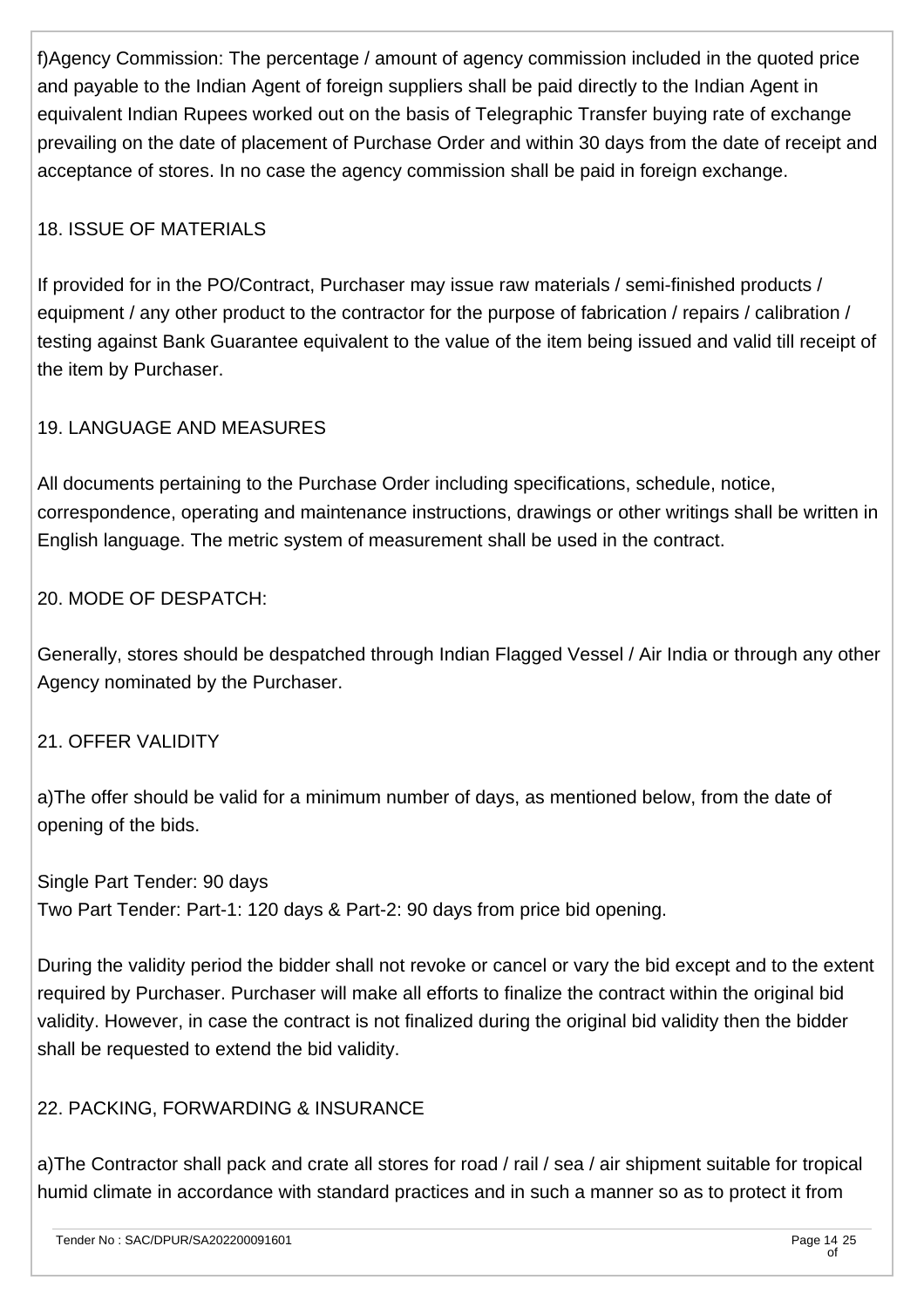f)Agency Commission: The percentage / amount of agency commission included in the quoted price and payable to the Indian Agent of foreign suppliers shall be paid directly to the Indian Agent in equivalent Indian Rupees worked out on the basis of Telegraphic Transfer buying rate of exchange prevailing on the date of placement of Purchase Order and within 30 days from the date of receipt and acceptance of stores. In no case the agency commission shall be paid in foreign exchange.

## 18. ISSUE OF MATERIALS

If provided for in the PO/Contract, Purchaser may issue raw materials / semi-finished products / equipment / any other product to the contractor for the purpose of fabrication / repairs / calibration / testing against Bank Guarantee equivalent to the value of the item being issued and valid till receipt of the item by Purchaser.

## 19. LANGUAGE AND MEASURES

All documents pertaining to the Purchase Order including specifications, schedule, notice, correspondence, operating and maintenance instructions, drawings or other writings shall be written in English language. The metric system of measurement shall be used in the contract.

## 20. MODE OF DESPATCH:

Generally, stores should be despatched through Indian Flagged Vessel / Air India or through any other Agency nominated by the Purchaser.

## 21. OFFER VALIDITY

a)The offer should be valid for a minimum number of days, as mentioned below, from the date of opening of the bids.

Single Part Tender: 90 days
Two Part Tender: Part-1: 120 days & Part-2: 90 days from price bid opening.

During the validity period the bidder shall not revoke or cancel or vary the bid except and to the extent required by Purchaser. Purchaser will make all efforts to finalize the contract within the original bid validity. However, in case the contract is not finalized during the original bid validity then the bidder shall be requested to extend the bid validity.

## 22. PACKING, FORWARDING & INSURANCE

a)The Contractor shall pack and crate all stores for road / rail / sea / air shipment suitable for tropical humid climate in accordance with standard practices and in such a manner so as to protect it from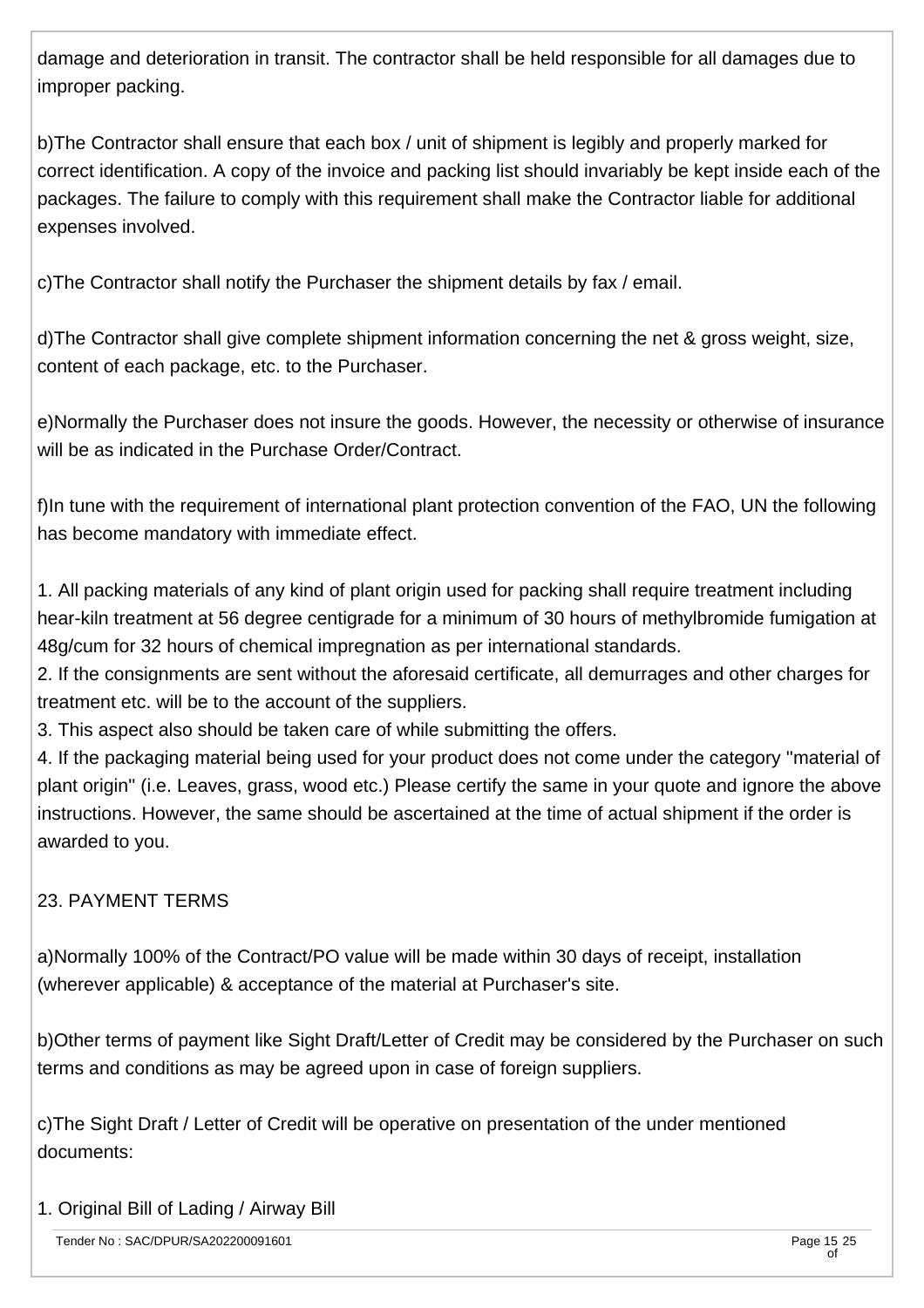damage and deterioration in transit. The contractor shall be held responsible for all damages due to improper packing.

b)The Contractor shall ensure that each box / unit of shipment is legibly and properly marked for correct identification. A copy of the invoice and packing list should invariably be kept inside each of the packages. The failure to comply with this requirement shall make the Contractor liable for additional expenses involved.

c)The Contractor shall notify the Purchaser the shipment details by fax / email.

d)The Contractor shall give complete shipment information concerning the net & gross weight, size, content of each package, etc. to the Purchaser.

e)Normally the Purchaser does not insure the goods. However, the necessity or otherwise of insurance will be as indicated in the Purchase Order/Contract.

f)In tune with the requirement of international plant protection convention of the FAO, UN the following has become mandatory with immediate effect.

1. All packing materials of any kind of plant origin used for packing shall require treatment including hear-kiln treatment at 56 degree centigrade for a minimum of 30 hours of methylbromide fumigation at 48g/cum for 32 hours of chemical impregnation as per international standards.
2. If the consignments are sent without the aforesaid certificate, all demurrages and other charges for treatment etc. will be to the account of the suppliers.
3. This aspect also should be taken care of while submitting the offers.
4. If the packaging material being used for your product does not come under the category "material of plant origin" (i.e. Leaves, grass, wood etc.) Please certify the same in your quote and ignore the above instructions. However, the same should be ascertained at the time of actual shipment if the order is awarded to you.

## 23. PAYMENT TERMS

a)Normally 100% of the Contract/PO value will be made within 30 days of receipt, installation (wherever applicable) & acceptance of the material at Purchaser's site.

b)Other terms of payment like Sight Draft/Letter of Credit may be considered by the Purchaser on such terms and conditions as may be agreed upon in case of foreign suppliers.

c)The Sight Draft / Letter of Credit will be operative on presentation of the under mentioned documents:

1. Original Bill of Lading / Airway Bill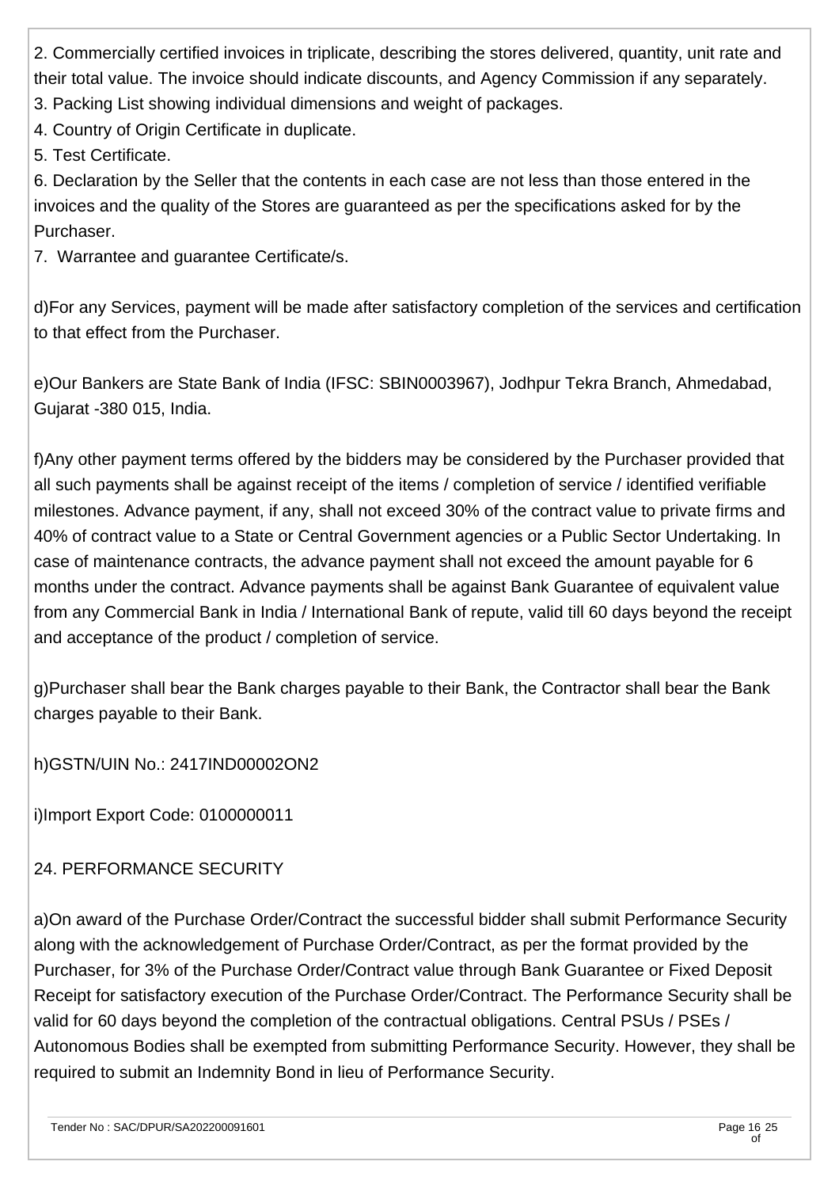2. Commercially certified invoices in triplicate, describing the stores delivered, quantity, unit rate and their total value. The invoice should indicate discounts, and Agency Commission if any separately.
3. Packing List showing individual dimensions and weight of packages.
4. Country of Origin Certificate in duplicate.
5. Test Certificate.
6. Declaration by the Seller that the contents in each case are not less than those entered in the invoices and the quality of the Stores are guaranteed as per the specifications asked for by the Purchaser.
7. Warrantee and guarantee Certificate/s.

d)For any Services, payment will be made after satisfactory completion of the services and certification to that effect from the Purchaser.

e)Our Bankers are State Bank of India (IFSC: SBIN0003967), Jodhpur Tekra Branch, Ahmedabad, Gujarat -380 015, India.

f)Any other payment terms offered by the bidders may be considered by the Purchaser provided that all such payments shall be against receipt of the items / completion of service / identified verifiable milestones. Advance payment, if any, shall not exceed 30% of the contract value to private firms and 40% of contract value to a State or Central Government agencies or a Public Sector Undertaking. In case of maintenance contracts, the advance payment shall not exceed the amount payable for 6 months under the contract. Advance payments shall be against Bank Guarantee of equivalent value from any Commercial Bank in India / International Bank of repute, valid till 60 days beyond the receipt and acceptance of the product / completion of service.

g)Purchaser shall bear the Bank charges payable to their Bank, the Contractor shall bear the Bank charges payable to their Bank.

h)GSTN/UIN No.: 2417IND00002ON2

i)Import Export Code: 0100000011

## 24. PERFORMANCE SECURITY

a)On award of the Purchase Order/Contract the successful bidder shall submit Performance Security along with the acknowledgement of Purchase Order/Contract, as per the format provided by the Purchaser, for 3% of the Purchase Order/Contract value through Bank Guarantee or Fixed Deposit Receipt for satisfactory execution of the Purchase Order/Contract. The Performance Security shall be valid for 60 days beyond the completion of the contractual obligations. Central PSUs / PSEs / Autonomous Bodies shall be exempted from submitting Performance Security. However, they shall be required to submit an Indemnity Bond in lieu of Performance Security.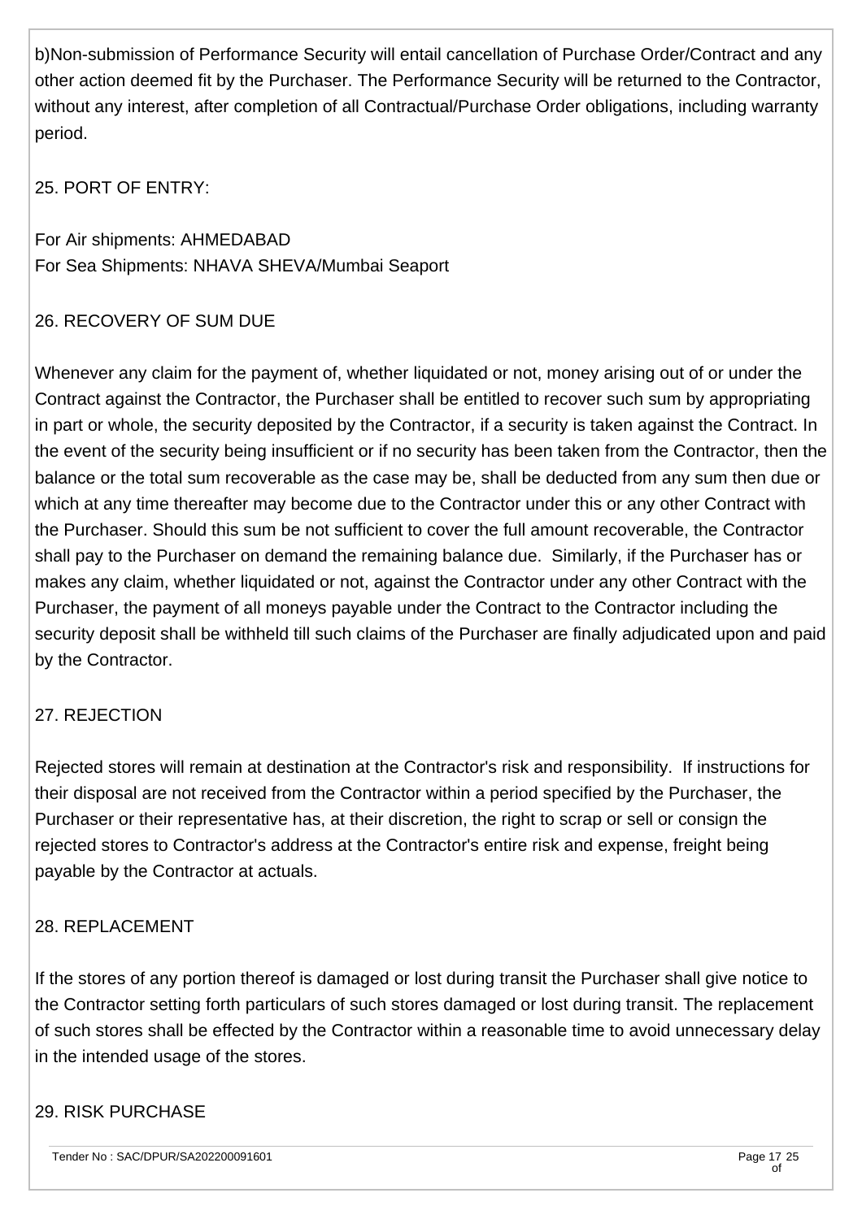b)Non-submission of Performance Security will entail cancellation of Purchase Order/Contract and any other action deemed fit by the Purchaser. The Performance Security will be returned to the Contractor, without any interest, after completion of all Contractual/Purchase Order obligations, including warranty period.

## 25. PORT OF ENTRY:

For Air shipments: AHMEDABAD
For Sea Shipments: NHAVA SHEVA/Mumbai Seaport

## 26. RECOVERY OF SUM DUE

Whenever any claim for the payment of, whether liquidated or not, money arising out of or under the Contract against the Contractor, the Purchaser shall be entitled to recover such sum by appropriating in part or whole, the security deposited by the Contractor, if a security is taken against the Contract. In the event of the security being insufficient or if no security has been taken from the Contractor, then the balance or the total sum recoverable as the case may be, shall be deducted from any sum then due or which at any time thereafter may become due to the Contractor under this or any other Contract with the Purchaser. Should this sum be not sufficient to cover the full amount recoverable, the Contractor shall pay to the Purchaser on demand the remaining balance due. Similarly, if the Purchaser has or makes any claim, whether liquidated or not, against the Contractor under any other Contract with the Purchaser, the payment of all moneys payable under the Contract to the Contractor including the security deposit shall be withheld till such claims of the Purchaser are finally adjudicated upon and paid by the Contractor.

## 27. REJECTION

Rejected stores will remain at destination at the Contractor's risk and responsibility. If instructions for their disposal are not received from the Contractor within a period specified by the Purchaser, the Purchaser or their representative has, at their discretion, the right to scrap or sell or consign the rejected stores to Contractor's address at the Contractor's entire risk and expense, freight being payable by the Contractor at actuals.

## 28. REPLACEMENT

If the stores of any portion thereof is damaged or lost during transit the Purchaser shall give notice to the Contractor setting forth particulars of such stores damaged or lost during transit. The replacement of such stores shall be effected by the Contractor within a reasonable time to avoid unnecessary delay in the intended usage of the stores.

## 29. RISK PURCHASE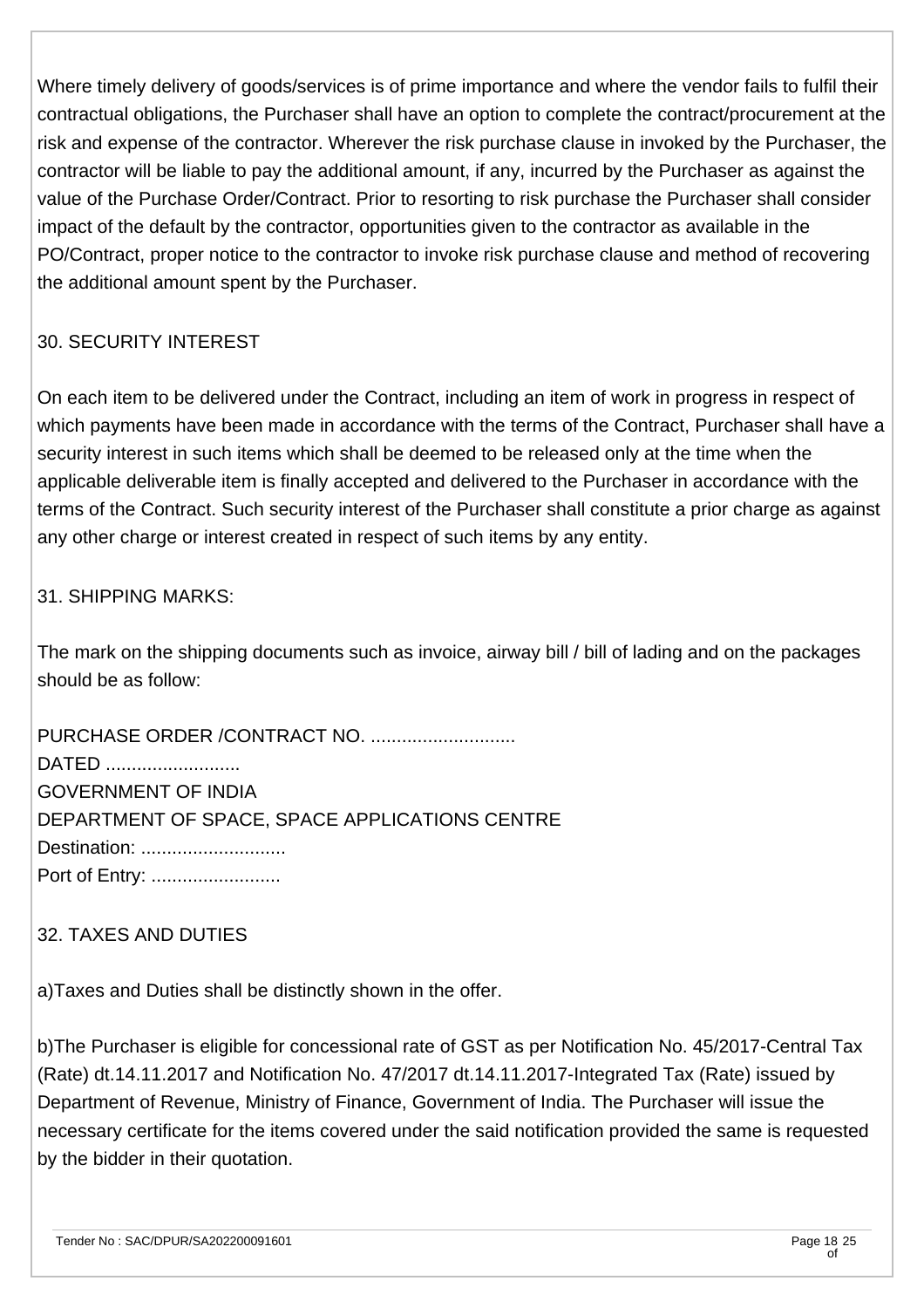Where timely delivery of goods/services is of prime importance and where the vendor fails to fulfil their contractual obligations, the Purchaser shall have an option to complete the contract/procurement at the risk and expense of the contractor. Wherever the risk purchase clause in invoked by the Purchaser, the contractor will be liable to pay the additional amount, if any, incurred by the Purchaser as against the value of the Purchase Order/Contract. Prior to resorting to risk purchase the Purchaser shall consider impact of the default by the contractor, opportunities given to the contractor as available in the PO/Contract, proper notice to the contractor to invoke risk purchase clause and method of recovering the additional amount spent by the Purchaser.

## 30. SECURITY INTEREST

On each item to be delivered under the Contract, including an item of work in progress in respect of which payments have been made in accordance with the terms of the Contract, Purchaser shall have a security interest in such items which shall be deemed to be released only at the time when the applicable deliverable item is finally accepted and delivered to the Purchaser in accordance with the terms of the Contract. Such security interest of the Purchaser shall constitute a prior charge as against any other charge or interest created in respect of such items by any entity.

## 31. SHIPPING MARKS:

The mark on the shipping documents such as invoice, airway bill / bill of lading and on the packages should be as follow:

PURCHASE ORDER /CONTRACT NO. ............................
DATED ..........................
GOVERNMENT OF INDIA
DEPARTMENT OF SPACE, SPACE APPLICATIONS CENTRE
Destination: ............................
Port of Entry: .........................

## 32. TAXES AND DUTIES

a)Taxes and Duties shall be distinctly shown in the offer.

b)The Purchaser is eligible for concessional rate of GST as per Notification No. 45/2017-Central Tax (Rate) dt.14.11.2017 and Notification No. 47/2017 dt.14.11.2017-Integrated Tax (Rate) issued by Department of Revenue, Ministry of Finance, Government of India. The Purchaser will issue the necessary certificate for the items covered under the said notification provided the same is requested by the bidder in their quotation.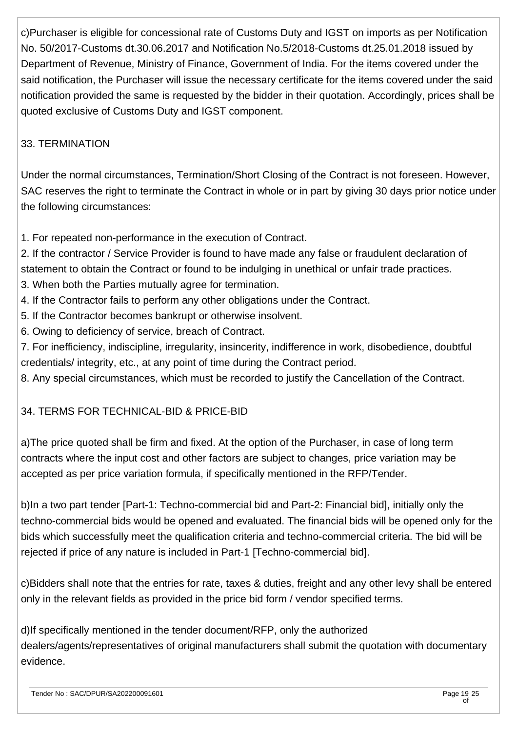c)Purchaser is eligible for concessional rate of Customs Duty and IGST on imports as per Notification No. 50/2017-Customs dt.30.06.2017 and Notification No.5/2018-Customs dt.25.01.2018 issued by Department of Revenue, Ministry of Finance, Government of India. For the items covered under the said notification, the Purchaser will issue the necessary certificate for the items covered under the said notification provided the same is requested by the bidder in their quotation. Accordingly, prices shall be quoted exclusive of Customs Duty and IGST component.

## 33. TERMINATION

Under the normal circumstances, Termination/Short Closing of the Contract is not foreseen. However, SAC reserves the right to terminate the Contract in whole or in part by giving 30 days prior notice under the following circumstances:

1. For repeated non-performance in the execution of Contract.
2. If the contractor / Service Provider is found to have made any false or fraudulent declaration of statement to obtain the Contract or found to be indulging in unethical or unfair trade practices.
3. When both the Parties mutually agree for termination.
4. If the Contractor fails to perform any other obligations under the Contract.
5. If the Contractor becomes bankrupt or otherwise insolvent.
6. Owing to deficiency of service, breach of Contract.
7. For inefficiency, indiscipline, irregularity, insincerity, indifference in work, disobedience, doubtful credentials/ integrity, etc., at any point of time during the Contract period.
8. Any special circumstances, which must be recorded to justify the Cancellation of the Contract.

## 34. TERMS FOR TECHNICAL-BID & PRICE-BID

a)The price quoted shall be firm and fixed. At the option of the Purchaser, in case of long term contracts where the input cost and other factors are subject to changes, price variation may be accepted as per price variation formula, if specifically mentioned in the RFP/Tender.

b)In a two part tender [Part-1: Techno-commercial bid and Part-2: Financial bid], initially only the techno-commercial bids would be opened and evaluated. The financial bids will be opened only for the bids which successfully meet the qualification criteria and techno-commercial criteria. The bid will be rejected if price of any nature is included in Part-1 [Techno-commercial bid].

c)Bidders shall note that the entries for rate, taxes & duties, freight and any other levy shall be entered only in the relevant fields as provided in the price bid form / vendor specified terms.

d)If specifically mentioned in the tender document/RFP, only the authorized dealers/agents/representatives of original manufacturers shall submit the quotation with documentary evidence.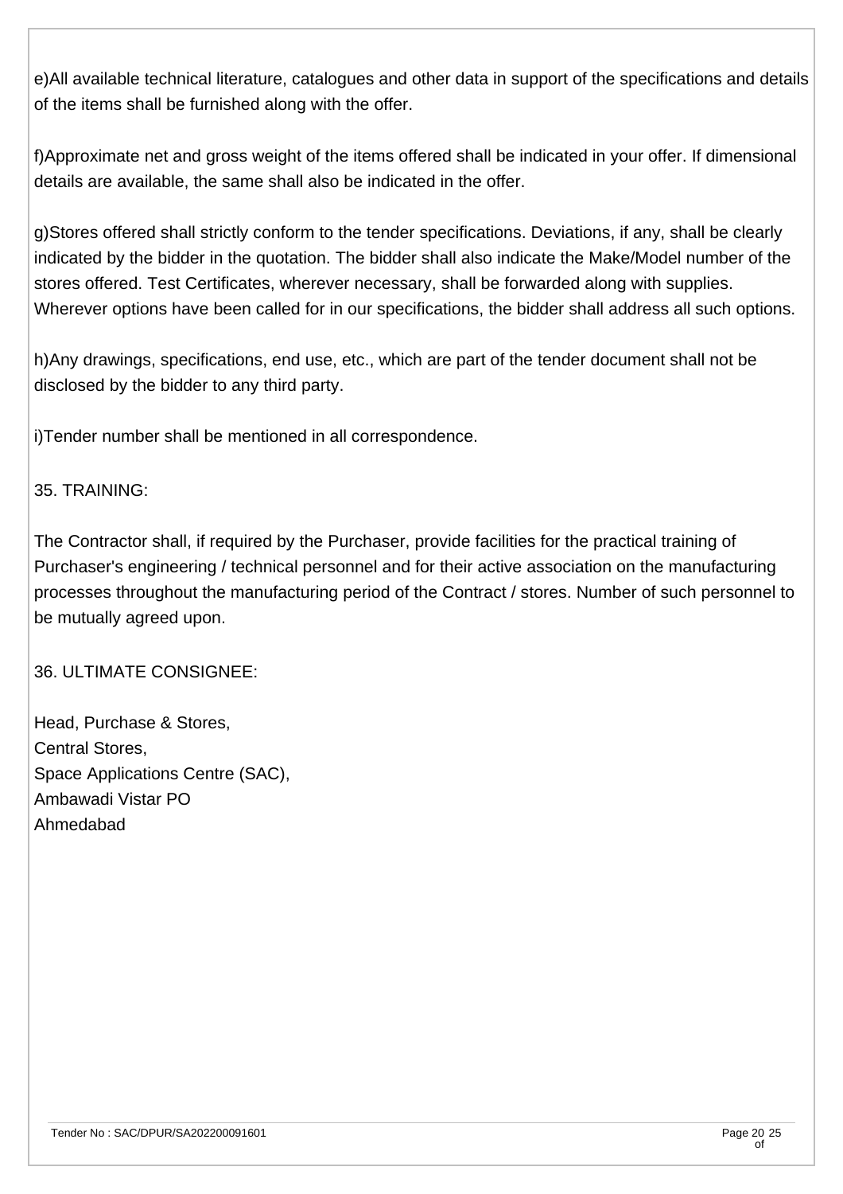e)All available technical literature, catalogues and other data in support of the specifications and details of the items shall be furnished along with the offer.

f)Approximate net and gross weight of the items offered shall be indicated in your offer. If dimensional details are available, the same shall also be indicated in the offer.

g)Stores offered shall strictly conform to the tender specifications. Deviations, if any, shall be clearly indicated by the bidder in the quotation. The bidder shall also indicate the Make/Model number of the stores offered. Test Certificates, wherever necessary, shall be forwarded along with supplies. Wherever options have been called for in our specifications, the bidder shall address all such options.

h)Any drawings, specifications, end use, etc., which are part of the tender document shall not be disclosed by the bidder to any third party.

i)Tender number shall be mentioned in all correspondence.

35. TRAINING:

The Contractor shall, if required by the Purchaser, provide facilities for the practical training of Purchaser's engineering / technical personnel and for their active association on the manufacturing processes throughout the manufacturing period of the Contract / stores. Number of such personnel to be mutually agreed upon.

36. ULTIMATE CONSIGNEE:

Head, Purchase & Stores,
Central Stores,
Space Applications Centre (SAC),
Ambawadi Vistar PO
Ahmedabad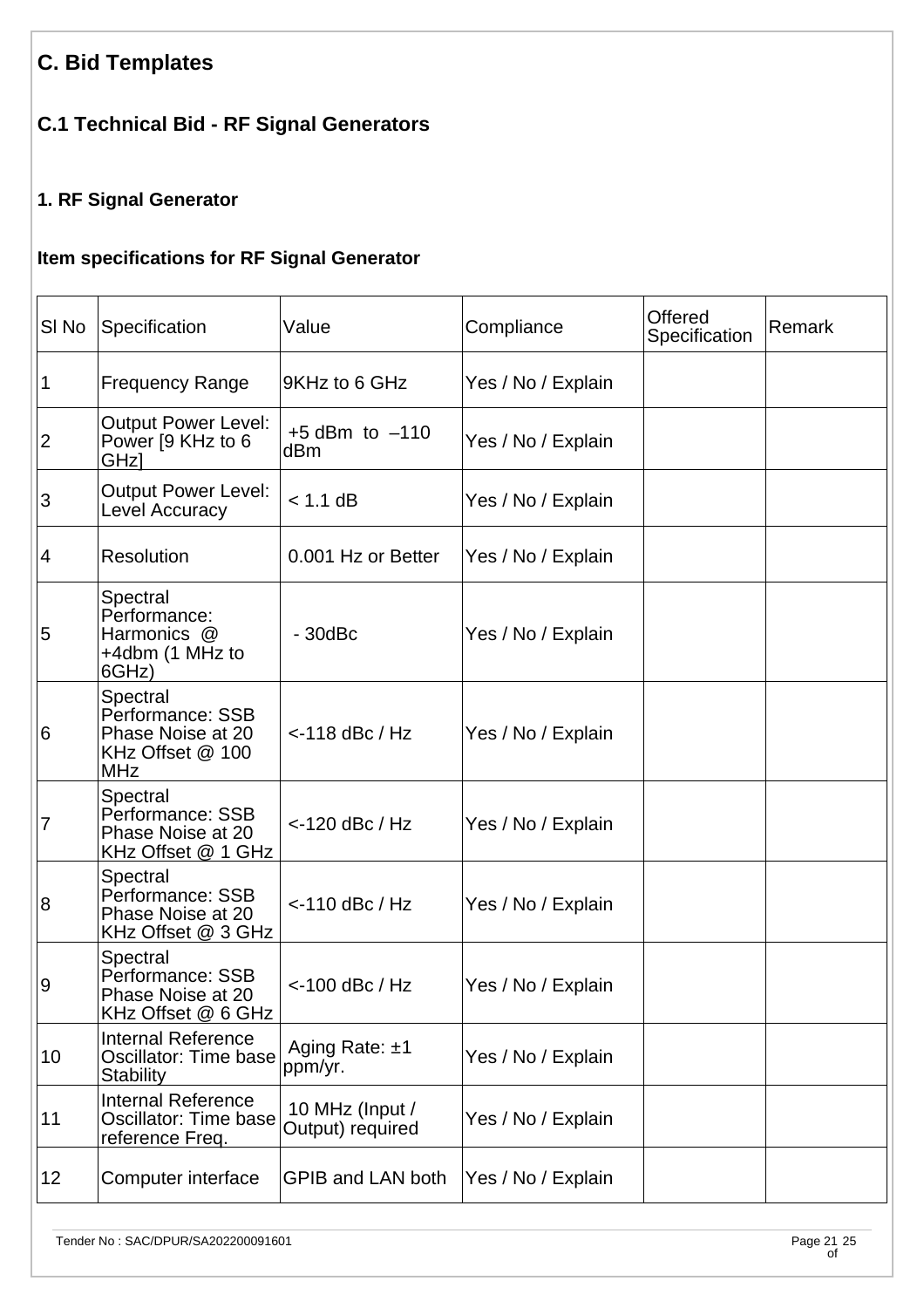# C. Bid Templates

## C.1 Technical Bid - RF Signal Generators

### 1. RF Signal Generator

#### Item specifications for RF Signal Generator

| Sl No | Specification | Value | Compliance | Offered Specification | Remark |
|---|---|---|---|---|---|
| 1 | Frequency Range | 9KHz to 6 GHz | Yes / No / Explain | | |
| 2 | Output Power Level: Power [9 KHz to 6 GHz] | +5 dBm to –110 dBm | Yes / No / Explain | | |
| 3 | Output Power Level: Level Accuracy | < 1.1 dB | Yes / No / Explain | | |
| 4 | Resolution | 0.001 Hz or Better | Yes / No / Explain | | |
| 5 | Spectral Performance: Harmonics @ +4dbm (1 MHz to 6GHz) | - 30dBc | Yes / No / Explain | | |
| 6 | Spectral Performance: SSB Phase Noise at 20 KHz Offset @ 100 MHz | <-118 dBc / Hz | Yes / No / Explain | | |
| 7 | Spectral Performance: SSB Phase Noise at 20 KHz Offset @ 1 GHz | <-120 dBc / Hz | Yes / No / Explain | | |
| 8 | Spectral Performance: SSB Phase Noise at 20 KHz Offset @ 3 GHz | <-110 dBc / Hz | Yes / No / Explain | | |
| 9 | Spectral Performance: SSB Phase Noise at 20 KHz Offset @ 6 GHz | <-100 dBc / Hz | Yes / No / Explain | | |
| 10 | Internal Reference Oscillator: Time base Stability | Aging Rate: ±1 ppm/yr. | Yes / No / Explain | | |
| 11 | Internal Reference Oscillator: Time base reference Freq. | 10 MHz (Input / Output) required | Yes / No / Explain | | |
| 12 | Computer interface | GPIB and LAN both | Yes / No / Explain | | |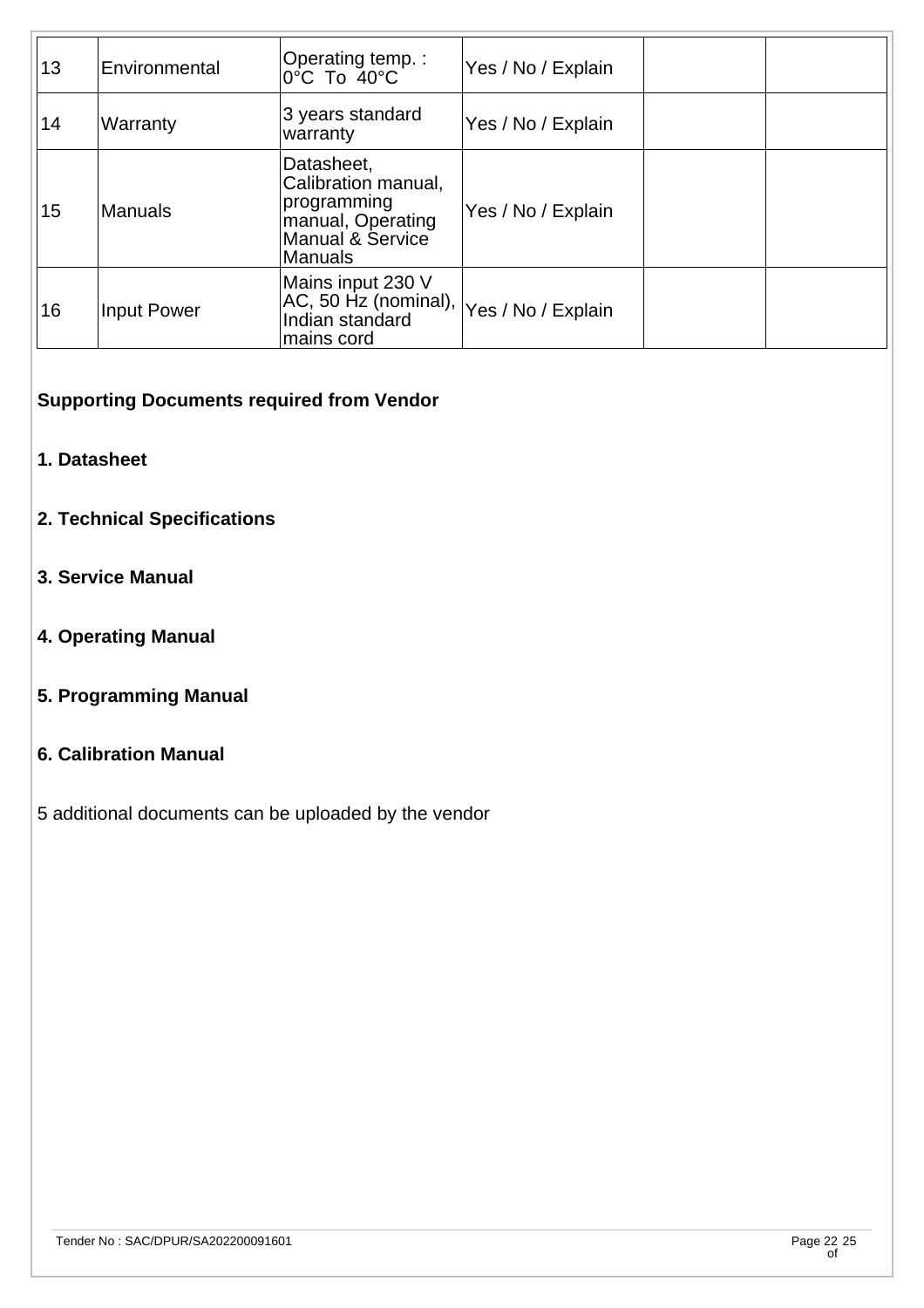| 13 | Environmental | Operating temp. : 0°C To 40°C | Yes / No / Explain | | |
|---|---|---|---|---|---|
| 14 | Warranty | 3 years standard warranty | Yes / No / Explain | | |
| 15 | Manuals | Datasheet, Calibration manual, programming manual, Operating Manual & Service Manuals | Yes / No / Explain | | |
| 16 | Input Power | Mains input 230 V AC, 50 Hz (nominal), Indian standard mains cord | Yes / No / Explain | | |

**Supporting Documents required from Vendor**

**1. Datasheet**

**2. Technical Specifications**

**3. Service Manual**

**4. Operating Manual**

**5. Programming Manual**

**6. Calibration Manual**

5 additional documents can be uploaded by the vendor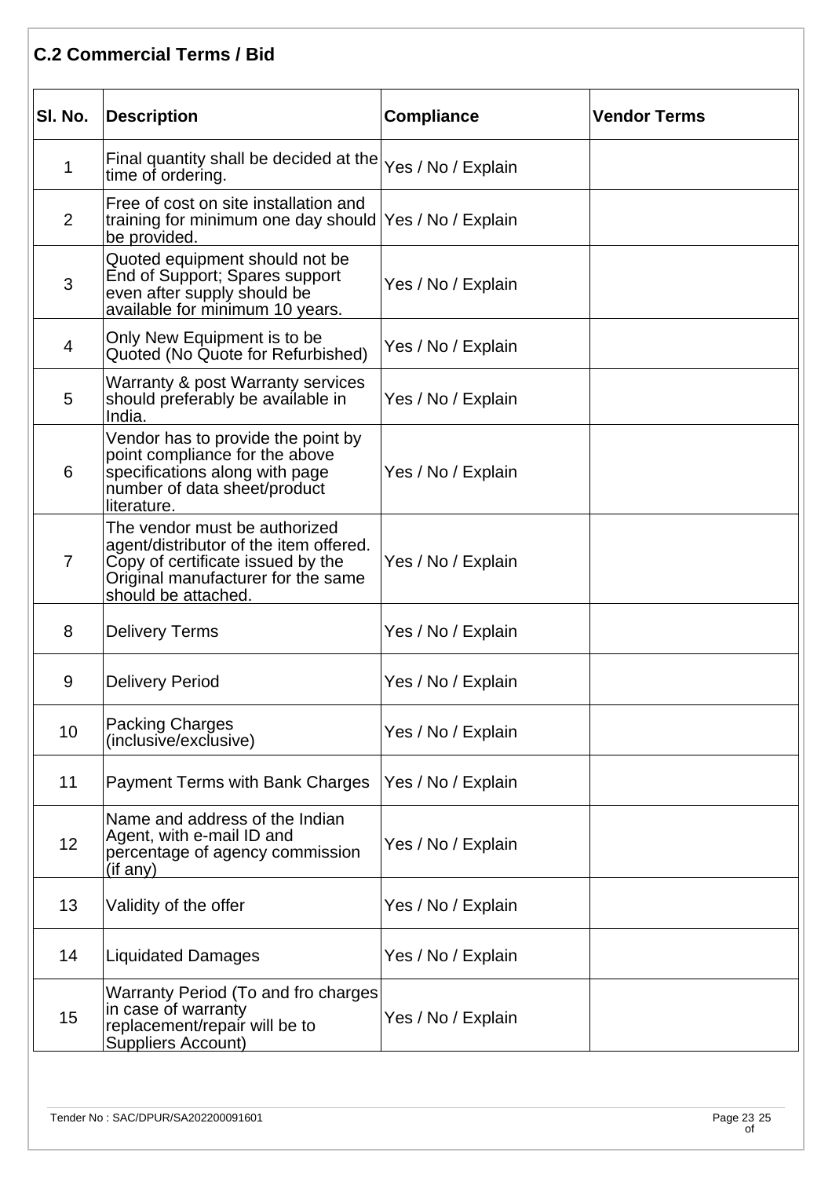## C.2 Commercial Terms / Bid

| Sl. No. | Description | Compliance | Vendor Terms |
|---|---|---|---|
| 1 | Final quantity shall be decided at the time of ordering. | Yes / No / Explain | |
| 2 | Free of cost on site installation and training for minimum one day should be provided. | Yes / No / Explain | |
| 3 | Quoted equipment should not be End of Support; Spares support even after supply should be available for minimum 10 years. | Yes / No / Explain | |
| 4 | Only New Equipment is to be Quoted (No Quote for Refurbished) | Yes / No / Explain | |
| 5 | Warranty & post Warranty services should preferably be available in India. | Yes / No / Explain | |
| 6 | Vendor has to provide the point by point compliance for the above specifications along with page number of data sheet/product literature. | Yes / No / Explain | |
| 7 | The vendor must be authorized agent/distributor of the item offered. Copy of certificate issued by the Original manufacturer for the same should be attached. | Yes / No / Explain | |
| 8 | Delivery Terms | Yes / No / Explain | |
| 9 | Delivery Period | Yes / No / Explain | |
| 10 | Packing Charges (inclusive/exclusive) | Yes / No / Explain | |
| 11 | Payment Terms with Bank Charges | Yes / No / Explain | |
| 12 | Name and address of the Indian Agent, with e-mail ID and percentage of agency commission (if any) | Yes / No / Explain | |
| 13 | Validity of the offer | Yes / No / Explain | |
| 14 | Liquidated Damages | Yes / No / Explain | |
| 15 | Warranty Period (To and fro charges in case of warranty replacement/repair will be to Suppliers Account) | Yes / No / Explain | |

Tender No : SAC/DPUR/SA202200091601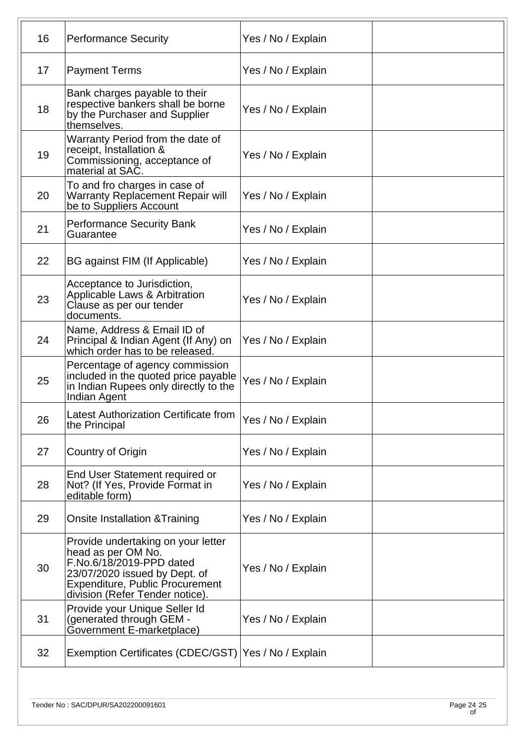| | | | |
|---|---|---|---|
| 16 | Performance Security | Yes / No / Explain | |
| 17 | Payment Terms | Yes / No / Explain | |
| 18 | Bank charges payable to their respective bankers shall be borne by the Purchaser and Supplier themselves. | Yes / No / Explain | |
| 19 | Warranty Period from the date of receipt, Installation & Commissioning, acceptance of material at SAC. | Yes / No / Explain | |
| 20 | To and fro charges in case of Warranty Replacement Repair will be to Suppliers Account | Yes / No / Explain | |
| 21 | Performance Security Bank Guarantee | Yes / No / Explain | |
| 22 | BG against FIM (If Applicable) | Yes / No / Explain | |
| 23 | Acceptance to Jurisdiction, Applicable Laws & Arbitration Clause as per our tender documents. | Yes / No / Explain | |
| 24 | Name, Address & Email ID of Principal & Indian Agent (If Any) on which order has to be released. | Yes / No / Explain | |
| 25 | Percentage of agency commission included in the quoted price payable in Indian Rupees only directly to the Indian Agent | Yes / No / Explain | |
| 26 | Latest Authorization Certificate from the Principal | Yes / No / Explain | |
| 27 | Country of Origin | Yes / No / Explain | |
| 28 | End User Statement required or Not? (If Yes, Provide Format in editable form) | Yes / No / Explain | |
| 29 | Onsite Installation &Training | Yes / No / Explain | |
| 30 | Provide undertaking on your letter head as per OM No. F.No.6/18/2019-PPD dated 23/07/2020 issued by Dept. of Expenditure, Public Procurement division (Refer Tender notice). | Yes / No / Explain | |
| 31 | Provide your Unique Seller Id (generated through GEM - Government E-marketplace) | Yes / No / Explain | |
| 32 | Exemption Certificates (CDEC/GST) | Yes / No / Explain | |

Tender No : SAC/DPUR/SA202200091601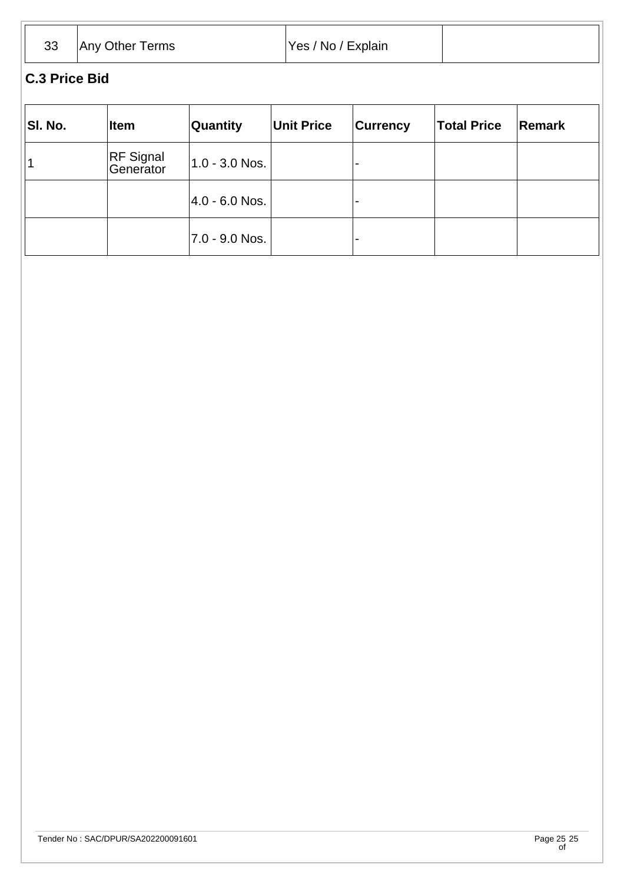| | | | |
|---|---|---|---|
| 33 | Any Other Terms | Yes / No / Explain | |

## C.3 Price Bid

| Sl. No. | Item | Quantity | Unit Price | Currency | Total Price | Remark |
|---|---|---|---|---|---|---|
| 1 | RF Signal Generator | 1.0 - 3.0 Nos. | | - | | |
| | | 4.0 - 6.0 Nos. | | - | | |
| | | 7.0 - 9.0 Nos. | | - | | |

Tender No : SAC/DPUR/SA202200091601